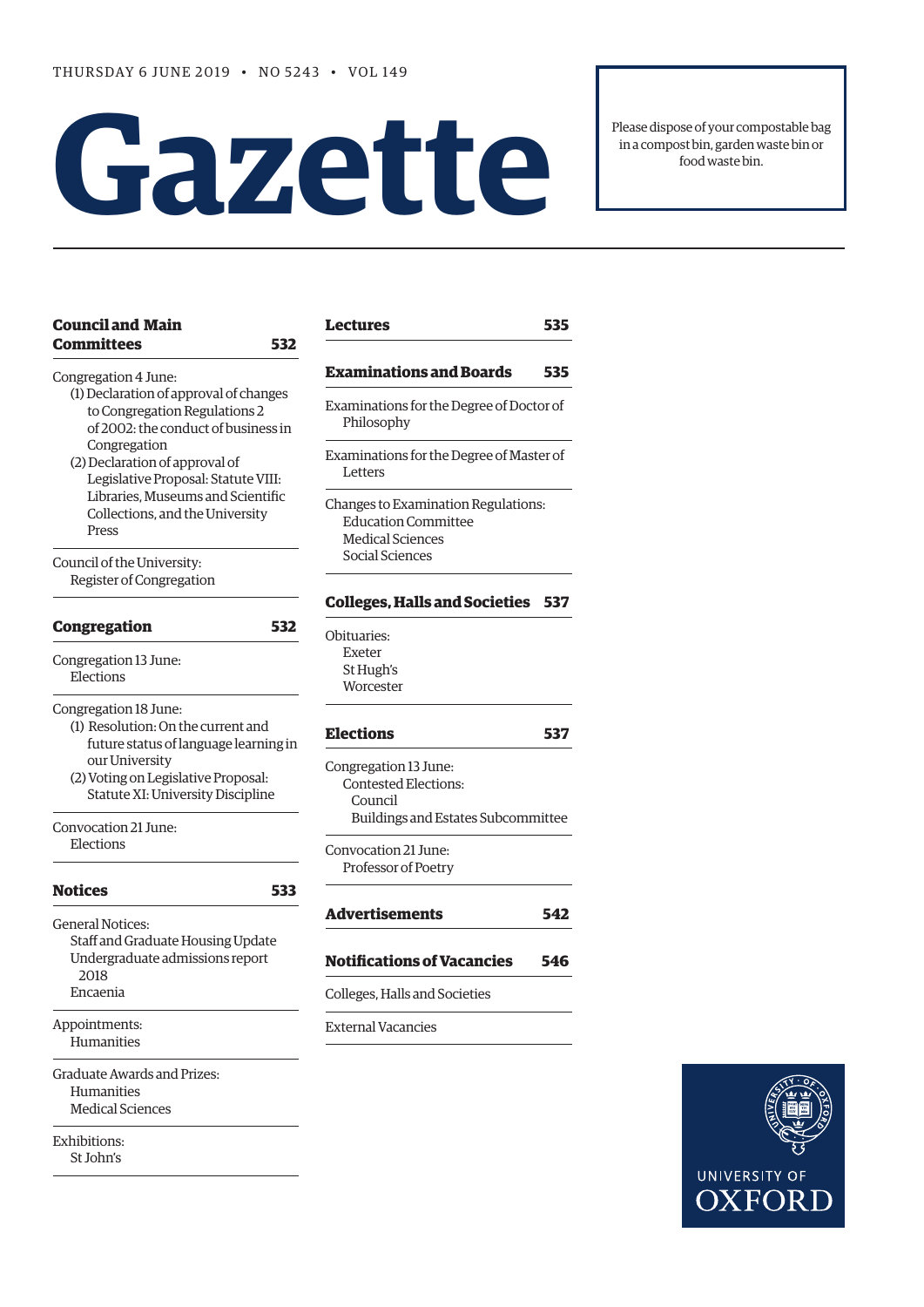THURSDAY 6 JUNE 2019 • NO 5243 • VOL 149

# Gazette

Please dispose of your compostable bag in a compost bin, garden waste bin or food waste bin.

**Council and Main Committees** **532**

Congregation 4 June:
- (1) Declaration of approval of changes to Congregation Regulations 2 of 2002: the conduct of business in Congregation
- (2) Declaration of approval of Legislative Proposal: Statute VIII: Libraries, Museums and Scientific Collections, and the University Press

Council of the University:
- Register of Congregation

**Congregation** **532**

Congregation 13 June:
- Elections

Congregation 18 June:
- (1) Resolution: On the current and future status of language learning in our University
- (2) Voting on Legislative Proposal: Statute XI: University Discipline

Convocation 21 June:
- Elections

**Notices** **533**

General Notices:
- Staff and Graduate Housing Update
- Undergraduate admissions report 2018
- Encaenia

Appointments:
- Humanities

Graduate Awards and Prizes:
- Humanities
- Medical Sciences

Exhibitions:
- St John's

**Lectures** **535**

**Examinations and Boards** **535**

Examinations for the Degree of Doctor of Philosophy

Examinations for the Degree of Master of Letters

Changes to Examination Regulations:
- Education Committee
- Medical Sciences
- Social Sciences

**Colleges, Halls and Societies** **537**

Obituaries:
- Exeter
- St Hugh's
- Worcester

**Elections** **537**

Congregation 13 June:
- Contested Elections:
  - Council
  - Buildings and Estates Subcommittee

Convocation 21 June:
- Professor of Poetry

**Advertisements** **542**

**Notifications of Vacancies** **546**

Colleges, Halls and Societies

External Vacancies

UNIVERSITY OF OXFORD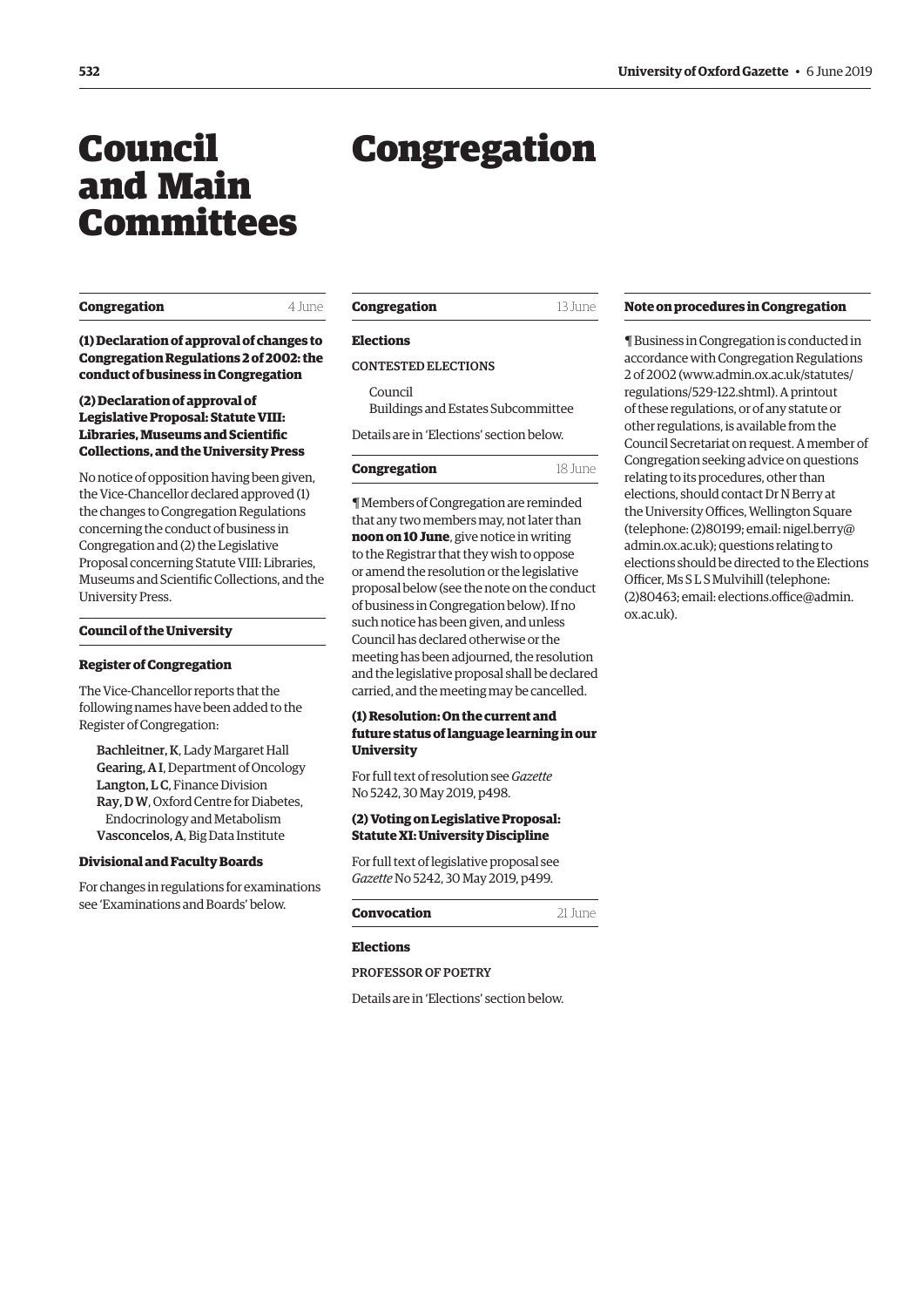# Council and Main Committees

# Congregation

**Congregation** 4 June

### (1) Declaration of approval of changes to Congregation Regulations 2 of 2002: the conduct of business in Congregation

### (2) Declaration of approval of Legislative Proposal: Statute VIII: Libraries, Museums and Scientific Collections, and the University Press

No notice of opposition having been given, the Vice-Chancellor declared approved (1) the changes to Congregation Regulations concerning the conduct of business in Congregation and (2) the Legislative Proposal concerning Statute VIII: Libraries, Museums and Scientific Collections, and the University Press.

## Council of the University

### Register of Congregation

The Vice-Chancellor reports that the following names have been added to the Register of Congregation:

**Bachleitner, K**, Lady Margaret Hall
**Gearing, A I**, Department of Oncology
**Langton, L C**, Finance Division
**Ray, D W**, Oxford Centre for Diabetes, Endocrinology and Metabolism
**Vasconcelos, A**, Big Data Institute

### Divisional and Faculty Boards

For changes in regulations for examinations see 'Examinations and Boards' below.

**Congregation** 13 June

### Elections

CONTESTED ELECTIONS

Council
Buildings and Estates Subcommittee

Details are in 'Elections' section below.

**Congregation** 18 June

¶ Members of Congregation are reminded that any two members may, not later than **noon on 10 June**, give notice in writing to the Registrar that they wish to oppose or amend the resolution or the legislative proposal below (see the note on the conduct of business in Congregation below). If no such notice has been given, and unless Council has declared otherwise or the meeting has been adjourned, the resolution and the legislative proposal shall be declared carried, and the meeting may be cancelled.

### (1) Resolution: On the current and future status of language learning in our University

For full text of resolution see *Gazette* No 5242, 30 May 2019, p498.

### (2) Voting on Legislative Proposal: Statute XI: University Discipline

For full text of legislative proposal see *Gazette* No 5242, 30 May 2019, p499.

**Convocation** 21 June

### Elections

PROFESSOR OF POETRY

Details are in 'Elections' section below.

**Note on procedures in Congregation**

¶ Business in Congregation is conducted in accordance with Congregation Regulations 2 of 2002 (www.admin.ox.ac.uk/statutes/regulations/529-122.shtml). A printout of these regulations, or of any statute or other regulations, is available from the Council Secretariat on request. A member of Congregation seeking advice on questions relating to its procedures, other than elections, should contact Dr N Berry at the University Offices, Wellington Square (telephone: (2)80199; email: nigel.berry@admin.ox.ac.uk); questions relating to elections should be directed to the Elections Officer, Ms S L S Mulvihill (telephone: (2)80463; email: elections.office@admin.ox.ac.uk).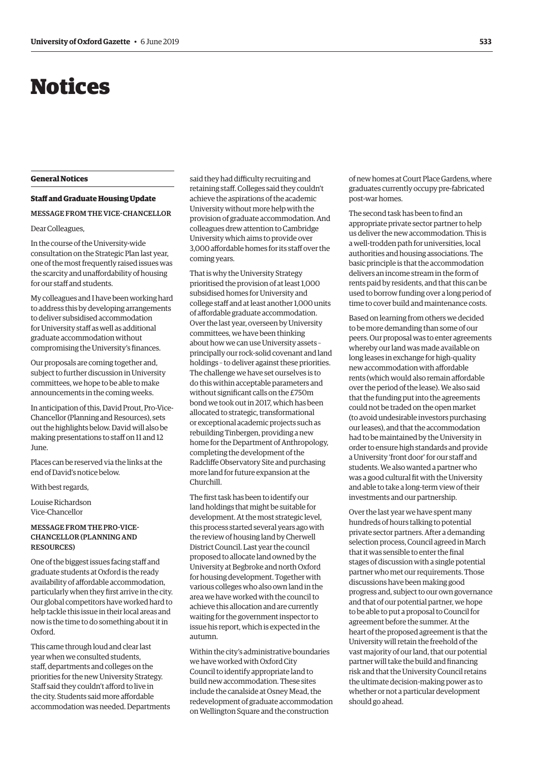# Notices

## General Notices

### Staff and Graduate Housing Update

MESSAGE FROM THE VICE-CHANCELLOR

Dear Colleagues,

In the course of the University-wide consultation on the Strategic Plan last year, one of the most frequently raised issues was the scarcity and unaffordability of housing for our staff and students.

My colleagues and I have been working hard to address this by developing arrangements to deliver subsidised accommodation for University staff as well as additional graduate accommodation without compromising the University's finances.

Our proposals are coming together and, subject to further discussion in University committees, we hope to be able to make announcements in the coming weeks.

In anticipation of this, David Prout, Pro-Vice-Chancellor (Planning and Resources), sets out the highlights below. David will also be making presentations to staff on 11 and 12 June.

Places can be reserved via the links at the end of David's notice below.

With best regards,

Louise Richardson
Vice-Chancellor

MESSAGE FROM THE PRO-VICE-CHANCELLOR (PLANNING AND RESOURCES)

One of the biggest issues facing staff and graduate students at Oxford is the ready availability of affordable accommodation, particularly when they first arrive in the city. Our global competitors have worked hard to help tackle this issue in their local areas and now is the time to do something about it in Oxford.

This came through loud and clear last year when we consulted students, staff, departments and colleges on the priorities for the new University Strategy. Staff said they couldn't afford to live in the city. Students said more affordable accommodation was needed. Departments said they had difficulty recruiting and retaining staff. Colleges said they couldn't achieve the aspirations of the academic University without more help with the provision of graduate accommodation. And colleagues drew attention to Cambridge University which aims to provide over 3,000 affordable homes for its staff over the coming years.

That is why the University Strategy prioritised the provision of at least 1,000 subsidised homes for University and college staff and at least another 1,000 units of affordable graduate accommodation. Over the last year, overseen by University committees, we have been thinking about how we can use University assets – principally our rock-solid covenant and land holdings – to deliver against these priorities. The challenge we have set ourselves is to do this within acceptable parameters and without significant calls on the £750m bond we took out in 2017, which has been allocated to strategic, transformational or exceptional academic projects such as rebuilding Tinbergen, providing a new home for the Department of Anthropology, completing the development of the Radcliffe Observatory Site and purchasing more land for future expansion at the Churchill.

The first task has been to identify our land holdings that might be suitable for development. At the most strategic level, this process started several years ago with the review of housing land by Cherwell District Council. Last year the council proposed to allocate land owned by the University at Begbroke and north Oxford for housing development. Together with various colleges who also own land in the area we have worked with the council to achieve this allocation and are currently waiting for the government inspector to issue his report, which is expected in the autumn.

Within the city's administrative boundaries we have worked with Oxford City Council to identify appropriate land to build new accommodation. These sites include the canalside at Osney Mead, the redevelopment of graduate accommodation on Wellington Square and the construction of new homes at Court Place Gardens, where graduates currently occupy pre-fabricated post-war homes.

The second task has been to find an appropriate private sector partner to help us deliver the new accommodation. This is a well-trodden path for universities, local authorities and housing associations. The basic principle is that the accommodation delivers an income stream in the form of rents paid by residents, and that this can be used to borrow funding over a long period of time to cover build and maintenance costs.

Based on learning from others we decided to be more demanding than some of our peers. Our proposal was to enter agreements whereby our land was made available on long leases in exchange for high-quality new accommodation with affordable rents (which would also remain affordable over the period of the lease). We also said that the funding put into the agreements could not be traded on the open market (to avoid undesirable investors purchasing our leases), and that the accommodation had to be maintained by the University in order to ensure high standards and provide a University 'front door' for our staff and students. We also wanted a partner who was a good cultural fit with the University and able to take a long-term view of their investments and our partnership.

Over the last year we have spent many hundreds of hours talking to potential private sector partners. After a demanding selection process, Council agreed in March that it was sensible to enter the final stages of discussion with a single potential partner who met our requirements. Those discussions have been making good progress and, subject to our own governance and that of our potential partner, we hope to be able to put a proposal to Council for agreement before the summer. At the heart of the proposed agreement is that the University will retain the freehold of the vast majority of our land, that our potential partner will take the build and financing risk and that the University Council retains the ultimate decision-making power as to whether or not a particular development should go ahead.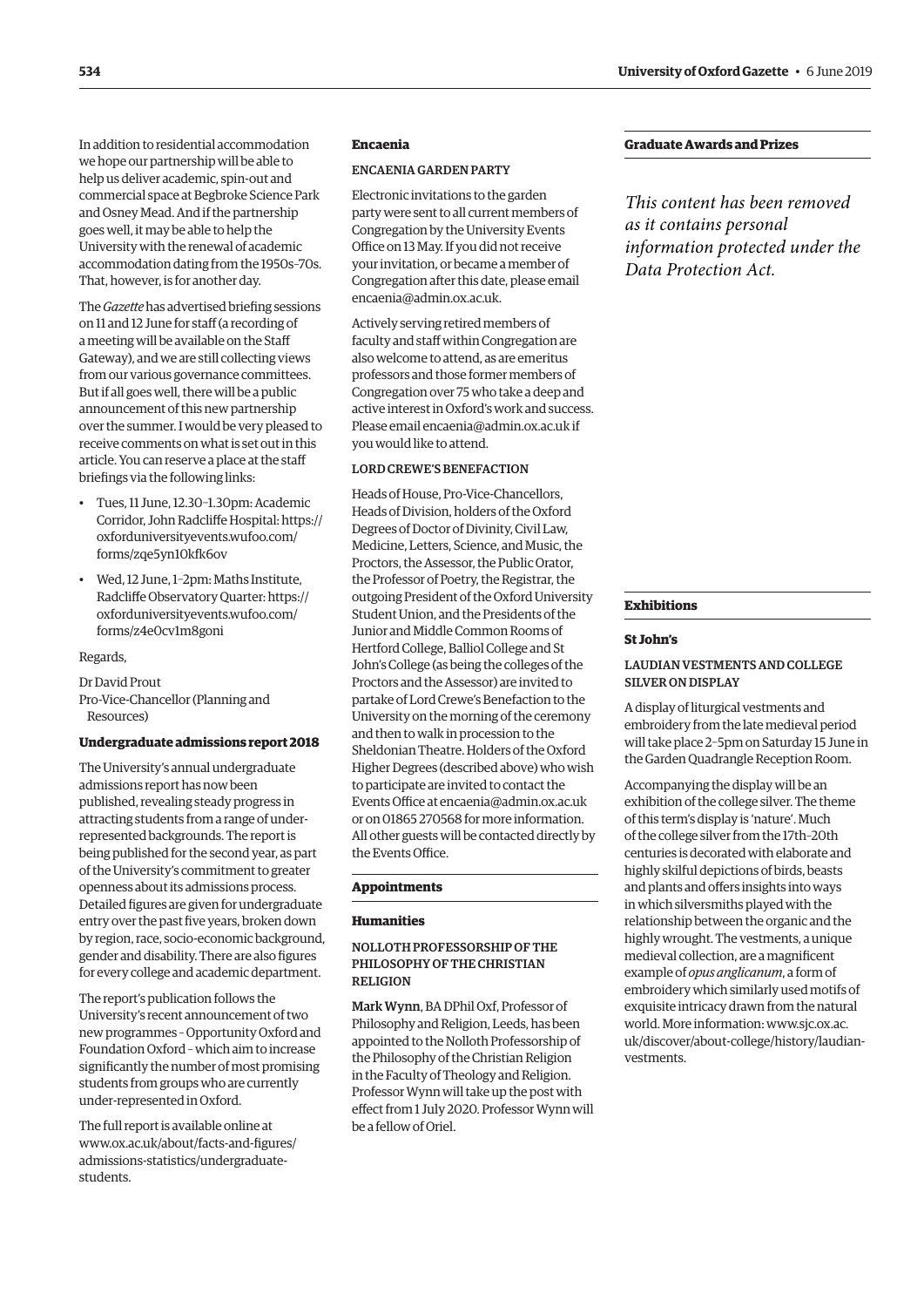In addition to residential accommodation we hope our partnership will be able to help us deliver academic, spin-out and commercial space at Begbroke Science Park and Osney Mead. And if the partnership goes well, it may be able to help the University with the renewal of academic accommodation dating from the 1950s–70s. That, however, is for another day.

The *Gazette* has advertised briefing sessions on 11 and 12 June for staff (a recording of a meeting will be available on the Staff Gateway), and we are still collecting views from our various governance committees. But if all goes well, there will be a public announcement of this new partnership over the summer. I would be very pleased to receive comments on what is set out in this article. You can reserve a place at the staff briefings via the following links:

- Tues, 11 June, 12.30–1.30pm: Academic Corridor, John Radcliffe Hospital: https://oxforduniversityevents.wufoo.com/forms/zqe5yn10kfk6ov
- Wed, 12 June, 1–2pm: Maths Institute, Radcliffe Observatory Quarter: https://oxforduniversityevents.wufoo.com/forms/z4e0cv1m8goni

Regards,

Dr David Prout
Pro-Vice-Chancellor (Planning and Resources)

## Undergraduate admissions report 2018

The University's annual undergraduate admissions report has now been published, revealing steady progress in attracting students from a range of under-represented backgrounds. The report is being published for the second year, as part of the University's commitment to greater openness about its admissions process. Detailed figures are given for undergraduate entry over the past five years, broken down by region, race, socio-economic background, gender and disability. There are also figures for every college and academic department.

The report's publication follows the University's recent announcement of two new programmes – Opportunity Oxford and Foundation Oxford – which aim to increase significantly the number of most promising students from groups who are currently under-represented in Oxford.

The full report is available online at www.ox.ac.uk/about/facts-and-figures/admissions-statistics/undergraduate-students.

## Encaenia

### ENCAENIA GARDEN PARTY

Electronic invitations to the garden party were sent to all current members of Congregation by the University Events Office on 13 May. If you did not receive your invitation, or became a member of Congregation after this date, please email encaenia@admin.ox.ac.uk.

Actively serving retired members of faculty and staff within Congregation are also welcome to attend, as are emeritus professors and those former members of Congregation over 75 who take a deep and active interest in Oxford's work and success. Please email encaenia@admin.ox.ac.uk if you would like to attend.

### LORD CREWE'S BENEFACTION

Heads of House, Pro-Vice-Chancellors, Heads of Division, holders of the Oxford Degrees of Doctor of Divinity, Civil Law, Medicine, Letters, Science, and Music, the Proctors, the Assessor, the Public Orator, the Professor of Poetry, the Registrar, the outgoing President of the Oxford University Student Union, and the Presidents of the Junior and Middle Common Rooms of Hertford College, Balliol College and St John's College (as being the colleges of the Proctors and the Assessor) are invited to partake of Lord Crewe's Benefaction to the University on the morning of the ceremony and then to walk in procession to the Sheldonian Theatre. Holders of the Oxford Higher Degrees (described above) who wish to participate are invited to contact the Events Office at encaenia@admin.ox.ac.uk or on 01865 270568 for more information. All other guests will be contacted directly by the Events Office.

## Appointments

### Humanities

#### NOLLOTH PROFESSORSHIP OF THE PHILOSOPHY OF THE CHRISTIAN RELIGION

**Mark Wynn**, BA DPhil Oxf, Professor of Philosophy and Religion, Leeds, has been appointed to the Nolloth Professorship of the Philosophy of the Christian Religion in the Faculty of Theology and Religion. Professor Wynn will take up the post with effect from 1 July 2020. Professor Wynn will be a fellow of Oriel.

## Graduate Awards and Prizes

*This content has been removed as it contains personal information protected under the Data Protection Act.*

## Exhibitions

### St John's

#### LAUDIAN VESTMENTS AND COLLEGE SILVER ON DISPLAY

A display of liturgical vestments and embroidery from the late medieval period will take place 2–5pm on Saturday 15 June in the Garden Quadrangle Reception Room.

Accompanying the display will be an exhibition of the college silver. The theme of this term's display is 'nature'. Much of the college silver from the 17th–20th centuries is decorated with elaborate and highly skilful depictions of birds, beasts and plants and offers insights into ways in which silversmiths played with the relationship between the organic and the highly wrought. The vestments, a unique medieval collection, are a magnificent example of *opus anglicanum*, a form of embroidery which similarly used motifs of exquisite intricacy drawn from the natural world. More information: www.sjc.ox.ac.uk/discover/about-college/history/laudian-vestments.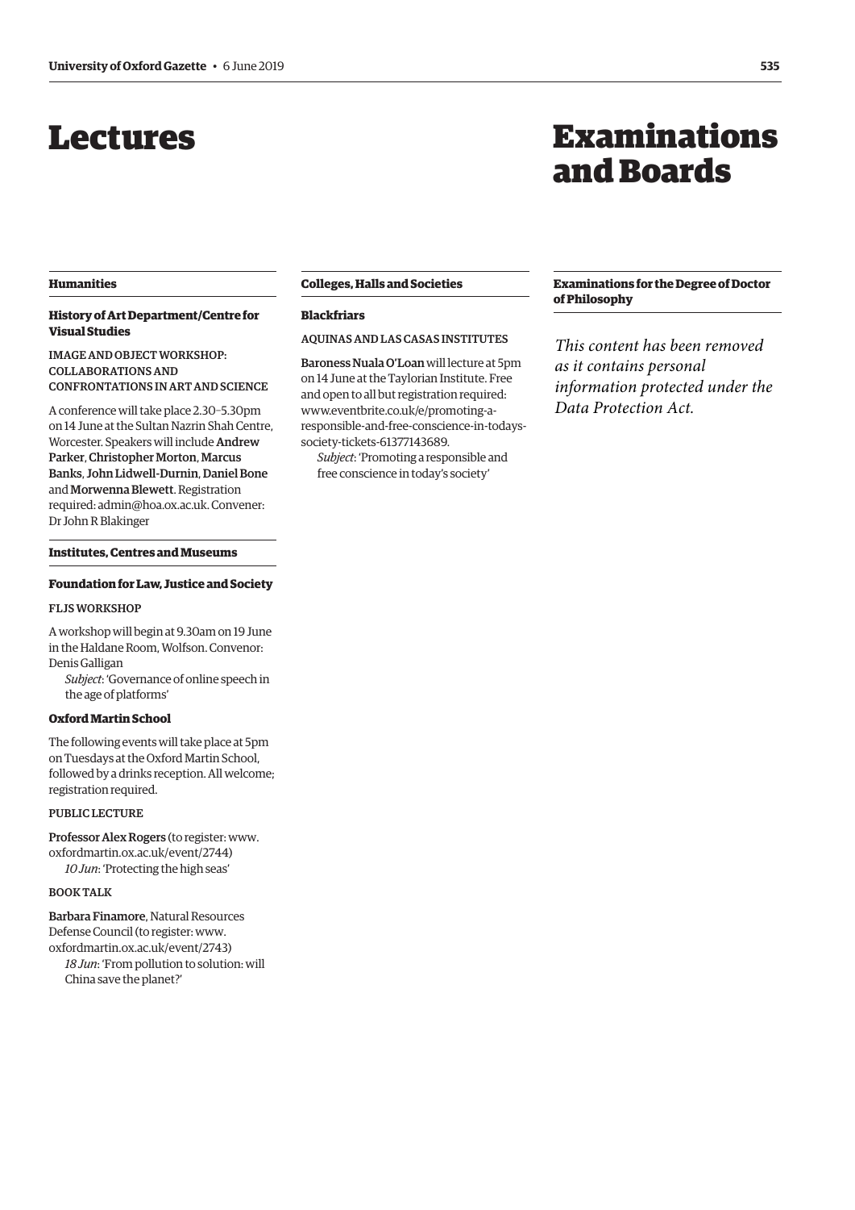# Lectures

## Humanities

### History of Art Department/Centre for Visual Studies

IMAGE AND OBJECT WORKSHOP: COLLABORATIONS AND CONFRONTATIONS IN ART AND SCIENCE

A conference will take place 2.30–5.30pm on 14 June at the Sultan Nazrin Shah Centre, Worcester. Speakers will include **Andrew Parker**, **Christopher Morton**, **Marcus Banks**, **John Lidwell-Durnin**, **Daniel Bone** and **Morwenna Blewett**. Registration required: admin@hoa.ox.ac.uk. Convener: Dr John R Blakinger

## Institutes, Centres and Museums

### Foundation for Law, Justice and Society

FLJS WORKSHOP

A workshop will begin at 9.30am on 19 June in the Haldane Room, Wolfson. Convenor: Denis Galligan

*Subject*: 'Governance of online speech in the age of platforms'

### Oxford Martin School

The following events will take place at 5pm on Tuesdays at the Oxford Martin School, followed by a drinks reception. All welcome; registration required.

PUBLIC LECTURE

**Professor Alex Rogers** (to register: www.oxfordmartin.ox.ac.uk/event/2744)

*10 Jun*: 'Protecting the high seas'

BOOK TALK

**Barbara Finamore**, Natural Resources Defense Council (to register: www.oxfordmartin.ox.ac.uk/event/2743)

*18 Jun*: 'From pollution to solution: will China save the planet?'

## Colleges, Halls and Societies

### Blackfriars

AQUINAS AND LAS CASAS INSTITUTES

**Baroness Nuala O'Loan** will lecture at 5pm on 14 June at the Taylorian Institute. Free and open to all but registration required: www.eventbrite.co.uk/e/promoting-a-responsible-and-free-conscience-in-todays-society-tickets-61377143689.

*Subject*: 'Promoting a responsible and free conscience in today's society'

# Examinations and Boards

## Examinations for the Degree of Doctor of Philosophy

*This content has been removed as it contains personal information protected under the Data Protection Act.*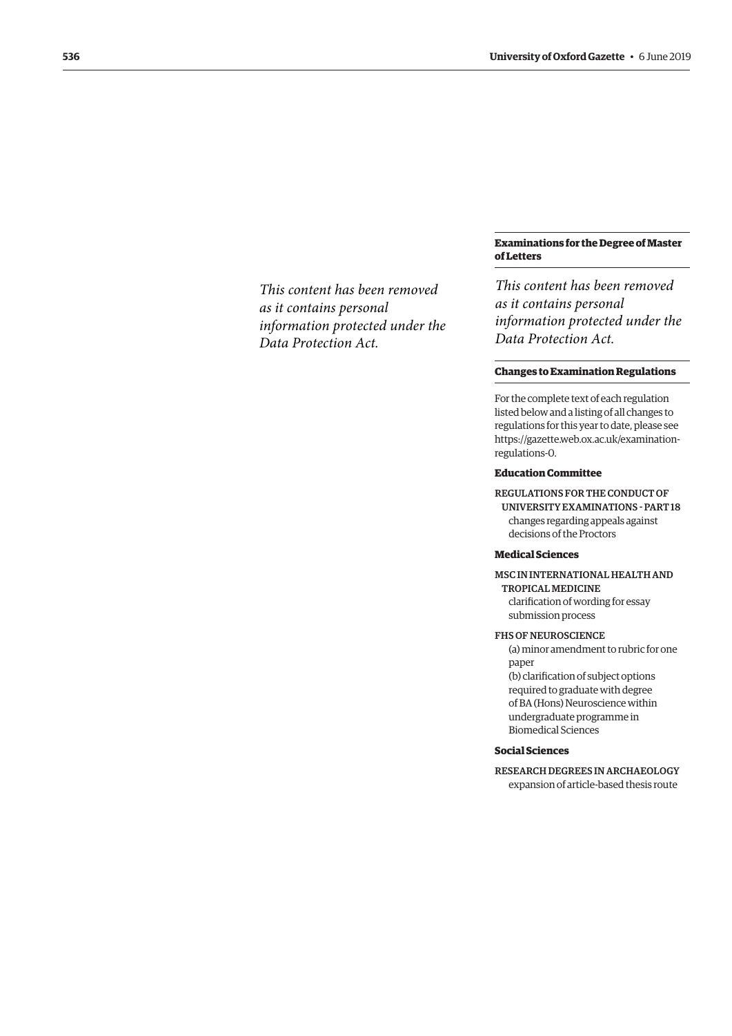*This content has been removed as it contains personal information protected under the Data Protection Act.*

## Examinations for the Degree of Master of Letters

*This content has been removed as it contains personal information protected under the Data Protection Act.*

## Changes to Examination Regulations

For the complete text of each regulation listed below and a listing of all changes to regulations for this year to date, please see https://gazette.web.ox.ac.uk/examination-regulations-0.

### Education Committee

REGULATIONS FOR THE CONDUCT OF UNIVERSITY EXAMINATIONS - PART 18
changes regarding appeals against decisions of the Proctors

### Medical Sciences

MSC IN INTERNATIONAL HEALTH AND TROPICAL MEDICINE
clarification of wording for essay submission process

FHS OF NEUROSCIENCE
(a) minor amendment to rubric for one paper
(b) clarification of subject options required to graduate with degree of BA (Hons) Neuroscience within undergraduate programme in Biomedical Sciences

### Social Sciences

RESEARCH DEGREES IN ARCHAEOLOGY
expansion of article-based thesis route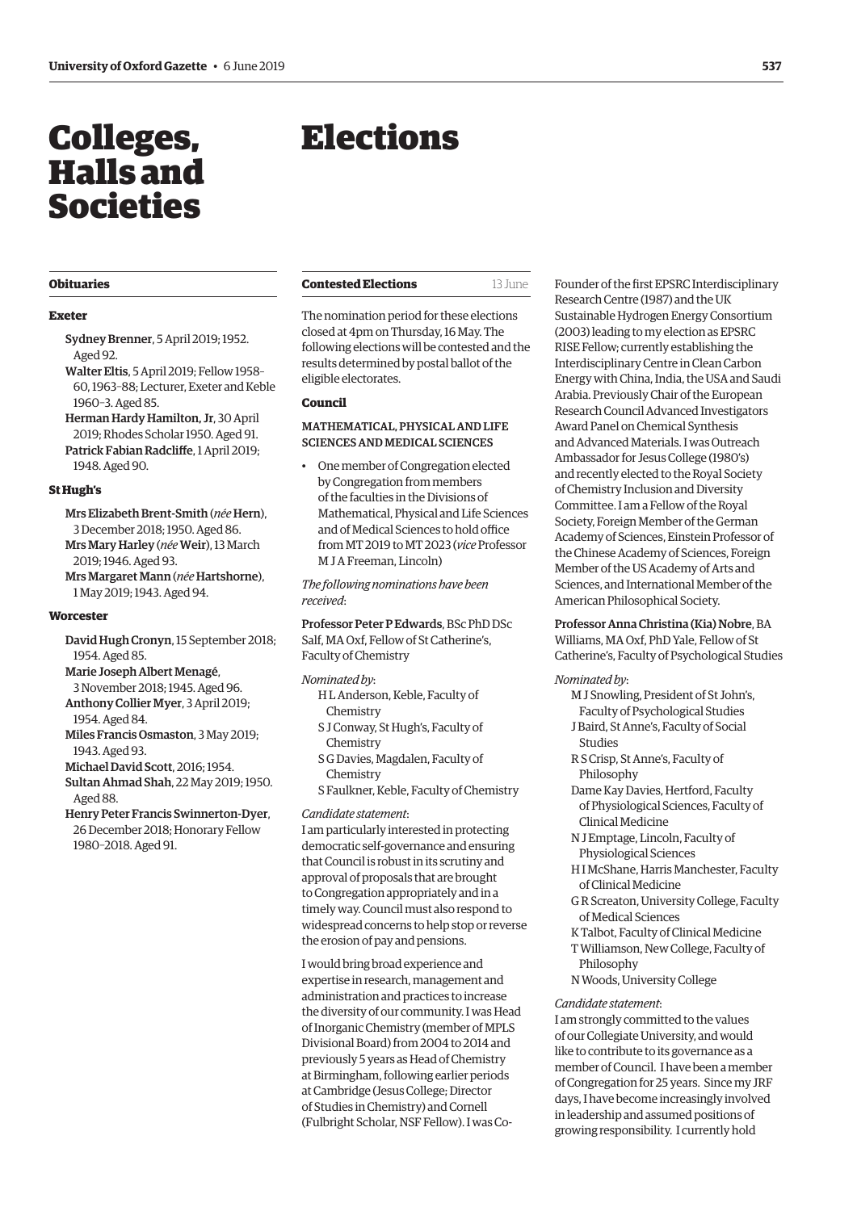# Colleges, Halls and Societies

## Obituaries

### Exeter

**Sydney Brenner**, 5 April 2019; 1952. Aged 92.

**Walter Eltis**, 5 April 2019; Fellow 1958–60, 1963–88; Lecturer, Exeter and Keble 1960–3. Aged 85.

**Herman Hardy Hamilton, Jr**, 30 April 2019; Rhodes Scholar 1950. Aged 91.

**Patrick Fabian Radcliffe**, 1 April 2019; 1948. Aged 90.

### St Hugh's

**Mrs Elizabeth Brent-Smith** (*née* **Hern**), 3 December 2018; 1950. Aged 86.

**Mrs Mary Harley** (*née* **Weir**), 13 March 2019; 1946. Aged 93.

**Mrs Margaret Mann** (*née* **Hartshorne**), 1 May 2019; 1943. Aged 94.

### Worcester

**David Hugh Cronyn**, 15 September 2018; 1954. Aged 85.

**Marie Joseph Albert Menagé**, 3 November 2018; 1945. Aged 96.

**Anthony Collier Myer**, 3 April 2019; 1954. Aged 84.

**Miles Francis Osmaston**, 3 May 2019; 1943. Aged 93.

**Michael David Scott**, 2016; 1954.

**Sultan Ahmad Shah**, 22 May 2019; 1950. Aged 88.

**Henry Peter Francis Swinnerton-Dyer**, 26 December 2018; Honorary Fellow 1980–2018. Aged 91.

# Elections

## Contested Elections

13 June

The nomination period for these elections closed at 4pm on Thursday, 16 May. The following elections will be contested and the results determined by postal ballot of the eligible electorates.

### Council

#### MATHEMATICAL, PHYSICAL AND LIFE SCIENCES AND MEDICAL SCIENCES

- One member of Congregation elected by Congregation from members of the faculties in the Divisions of Mathematical, Physical and Life Sciences and of Medical Sciences to hold office from MT 2019 to MT 2023 (*vice* Professor M J A Freeman, Lincoln)

*The following nominations have been received*:

**Professor Peter P Edwards**, BSc PhD DSc Salf, MA Oxf, Fellow of St Catherine's, Faculty of Chemistry

*Nominated by*:

H L Anderson, Keble, Faculty of Chemistry
S J Conway, St Hugh's, Faculty of Chemistry
S G Davies, Magdalen, Faculty of Chemistry
S Faulkner, Keble, Faculty of Chemistry

*Candidate statement*:

I am particularly interested in protecting democratic self-governance and ensuring that Council is robust in its scrutiny and approval of proposals that are brought to Congregation appropriately and in a timely way. Council must also respond to widespread concerns to help stop or reverse the erosion of pay and pensions.

I would bring broad experience and expertise in research, management and administration and practices to increase the diversity of our community. I was Head of Inorganic Chemistry (member of MPLS Divisional Board) from 2004 to 2014 and previously 5 years as Head of Chemistry at Birmingham, following earlier periods at Cambridge (Jesus College; Director of Studies in Chemistry) and Cornell (Fulbright Scholar, NSF Fellow). I was Co-Founder of the first EPSRC Interdisciplinary Research Centre (1987) and the UK Sustainable Hydrogen Energy Consortium (2003) leading to my election as EPSRC RISE Fellow; currently establishing the Interdisciplinary Centre in Clean Carbon Energy with China, India, the USA and Saudi Arabia. Previously Chair of the European Research Council Advanced Investigators Award Panel on Chemical Synthesis and Advanced Materials. I was Outreach Ambassador for Jesus College (1980's) and recently elected to the Royal Society of Chemistry Inclusion and Diversity Committee. I am a Fellow of the Royal Society, Foreign Member of the German Academy of Sciences, Einstein Professor of the Chinese Academy of Sciences, Foreign Member of the US Academy of Arts and Sciences, and International Member of the American Philosophical Society.

**Professor Anna Christina (Kia) Nobre**, BA Williams, MA Oxf, PhD Yale, Fellow of St Catherine's, Faculty of Psychological Studies

*Nominated by*:

M J Snowling, President of St John's, Faculty of Psychological Studies
J Baird, St Anne's, Faculty of Social Studies
R S Crisp, St Anne's, Faculty of Philosophy
Dame Kay Davies, Hertford, Faculty of Physiological Sciences, Faculty of Clinical Medicine
N J Emptage, Lincoln, Faculty of Physiological Sciences
H I McShane, Harris Manchester, Faculty of Clinical Medicine
G R Screaton, University College, Faculty of Medical Sciences
K Talbot, Faculty of Clinical Medicine
T Williamson, New College, Faculty of Philosophy
N Woods, University College

*Candidate statement*:

I am strongly committed to the values of our Collegiate University, and would like to contribute to its governance as a member of Council. I have been a member of Congregation for 25 years. Since my JRF days, I have become increasingly involved in leadership and assumed positions of growing responsibility. I currently hold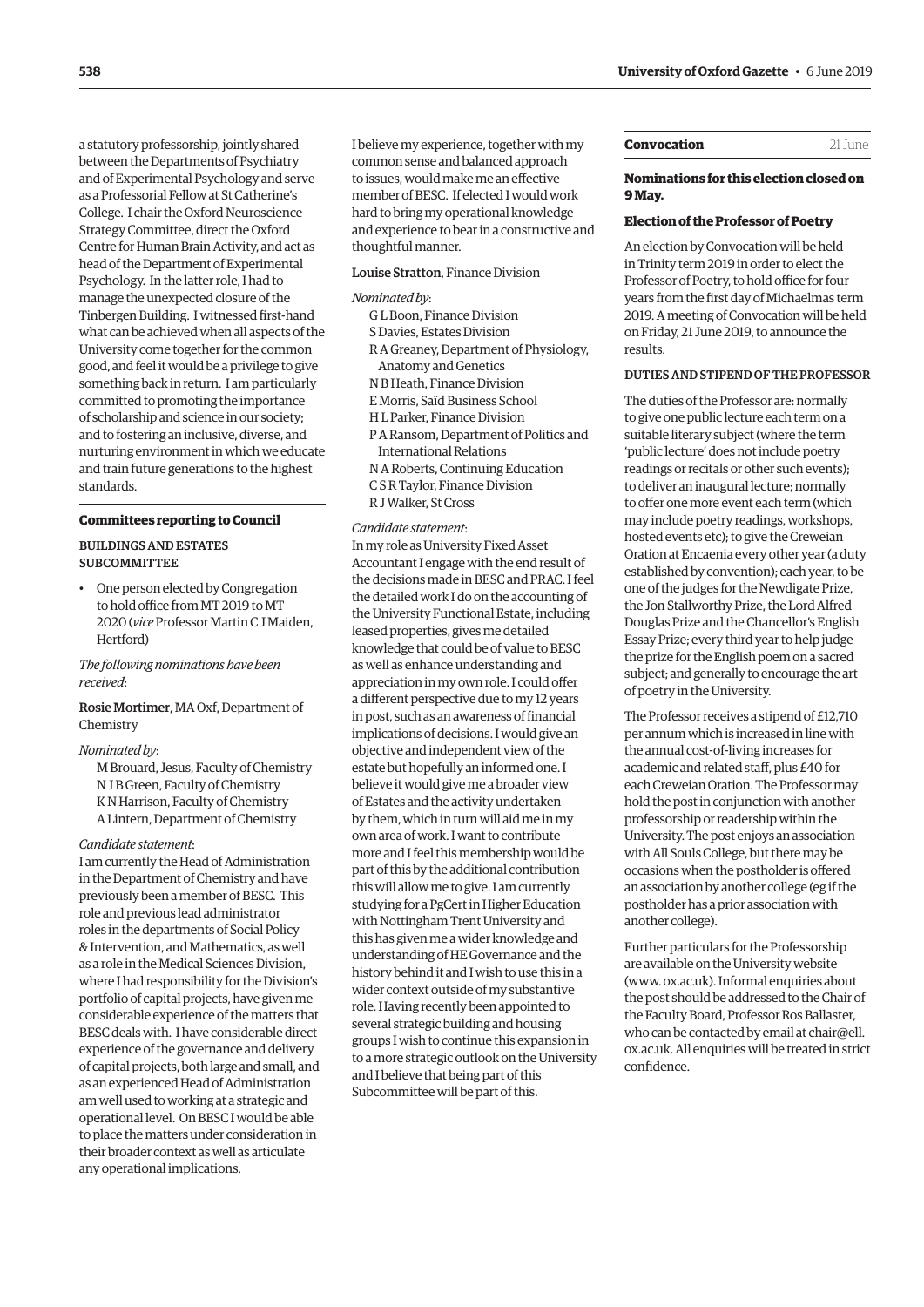a statutory professorship, jointly shared between the Departments of Psychiatry and of Experimental Psychology and serve as a Professorial Fellow at St Catherine's College. I chair the Oxford Neuroscience Strategy Committee, direct the Oxford Centre for Human Brain Activity, and act as head of the Department of Experimental Psychology. In the latter role, I had to manage the unexpected closure of the Tinbergen Building. I witnessed first-hand what can be achieved when all aspects of the University come together for the common good, and feel it would be a privilege to give something back in return. I am particularly committed to promoting the importance of scholarship and science in our society; and to fostering an inclusive, diverse, and nurturing environment in which we educate and train future generations to the highest standards.

### Committees reporting to Council

#### BUILDINGS AND ESTATES SUBCOMMITTEE

- One person elected by Congregation to hold office from MT 2019 to MT 2020 (*vice* Professor Martin C J Maiden, Hertford)

*The following nominations have been received*:

Rosie Mortimer, MA Oxf, Department of Chemistry

*Nominated by*:

M Brouard, Jesus, Faculty of Chemistry
N J B Green, Faculty of Chemistry
K N Harrison, Faculty of Chemistry
A Lintern, Department of Chemistry

*Candidate statement*:

I am currently the Head of Administration in the Department of Chemistry and have previously been a member of BESC. This role and previous lead administrator roles in the departments of Social Policy & Intervention, and Mathematics, as well as a role in the Medical Sciences Division, where I had responsibility for the Division's portfolio of capital projects, have given me considerable experience of the matters that BESC deals with. I have considerable direct experience of the governance and delivery of capital projects, both large and small, and as an experienced Head of Administration am well used to working at a strategic and operational level. On BESC I would be able to place the matters under consideration in their broader context as well as articulate any operational implications.

I believe my experience, together with my common sense and balanced approach to issues, would make me an effective member of BESC. If elected I would work hard to bring my operational knowledge and experience to bear in a constructive and thoughtful manner.

Louise Stratton, Finance Division

*Nominated by*:

G L Boon, Finance Division
S Davies, Estates Division
R A Greaney, Department of Physiology, Anatomy and Genetics
N B Heath, Finance Division
E Morris, Saïd Business School
H L Parker, Finance Division
P A Ransom, Department of Politics and International Relations
N A Roberts, Continuing Education
C S R Taylor, Finance Division
R J Walker, St Cross

*Candidate statement*:

In my role as University Fixed Asset Accountant I engage with the end result of the decisions made in BESC and PRAC. I feel the detailed work I do on the accounting of the University Functional Estate, including leased properties, gives me detailed knowledge that could be of value to BESC as well as enhance understanding and appreciation in my own role. I could offer a different perspective due to my 12 years in post, such as an awareness of financial implications of decisions. I would give an objective and independent view of the estate but hopefully an informed one. I believe it would give me a broader view of Estates and the activity undertaken by them, which in turn will aid me in my own area of work. I want to contribute more and I feel this membership would be part of this by the additional contribution this will allow me to give. I am currently studying for a PgCert in Higher Education with Nottingham Trent University and this has given me a wider knowledge and understanding of HE Governance and the history behind it and I wish to use this in a wider context outside of my substantive role. Having recently been appointed to several strategic building and housing groups I wish to continue this expansion in to a more strategic outlook on the University and I believe that being part of this Subcommittee will be part of this.

## Convocation 21 June

### Nominations for this election closed on 9 May.

### Election of the Professor of Poetry

An election by Convocation will be held in Trinity term 2019 in order to elect the Professor of Poetry, to hold office for four years from the first day of Michaelmas term 2019. A meeting of Convocation will be held on Friday, 21 June 2019, to announce the results.

#### DUTIES AND STIPEND OF THE PROFESSOR

The duties of the Professor are: normally to give one public lecture each term on a suitable literary subject (where the term 'public lecture' does not include poetry readings or recitals or other such events); to deliver an inaugural lecture; normally to offer one more event each term (which may include poetry readings, workshops, hosted events etc); to give the Creweian Oration at Encaenia every other year (a duty established by convention); each year, to be one of the judges for the Newdigate Prize, the Jon Stallworthy Prize, the Lord Alfred Douglas Prize and the Chancellor's English Essay Prize; every third year to help judge the prize for the English poem on a sacred subject; and generally to encourage the art of poetry in the University.

The Professor receives a stipend of £12,710 per annum which is increased in line with the annual cost-of-living increases for academic and related staff, plus £40 for each Creweian Oration. The Professor may hold the post in conjunction with another professorship or readership within the University. The post enjoys an association with All Souls College, but there may be occasions when the postholder is offered an association by another college (eg if the postholder has a prior association with another college).

Further particulars for the Professorship are available on the University website (www.ox.ac.uk). Informal enquiries about the post should be addressed to the Chair of the Faculty Board, Professor Ros Ballaster, who can be contacted by email at chair@ell.ox.ac.uk. All enquiries will be treated in strict confidence.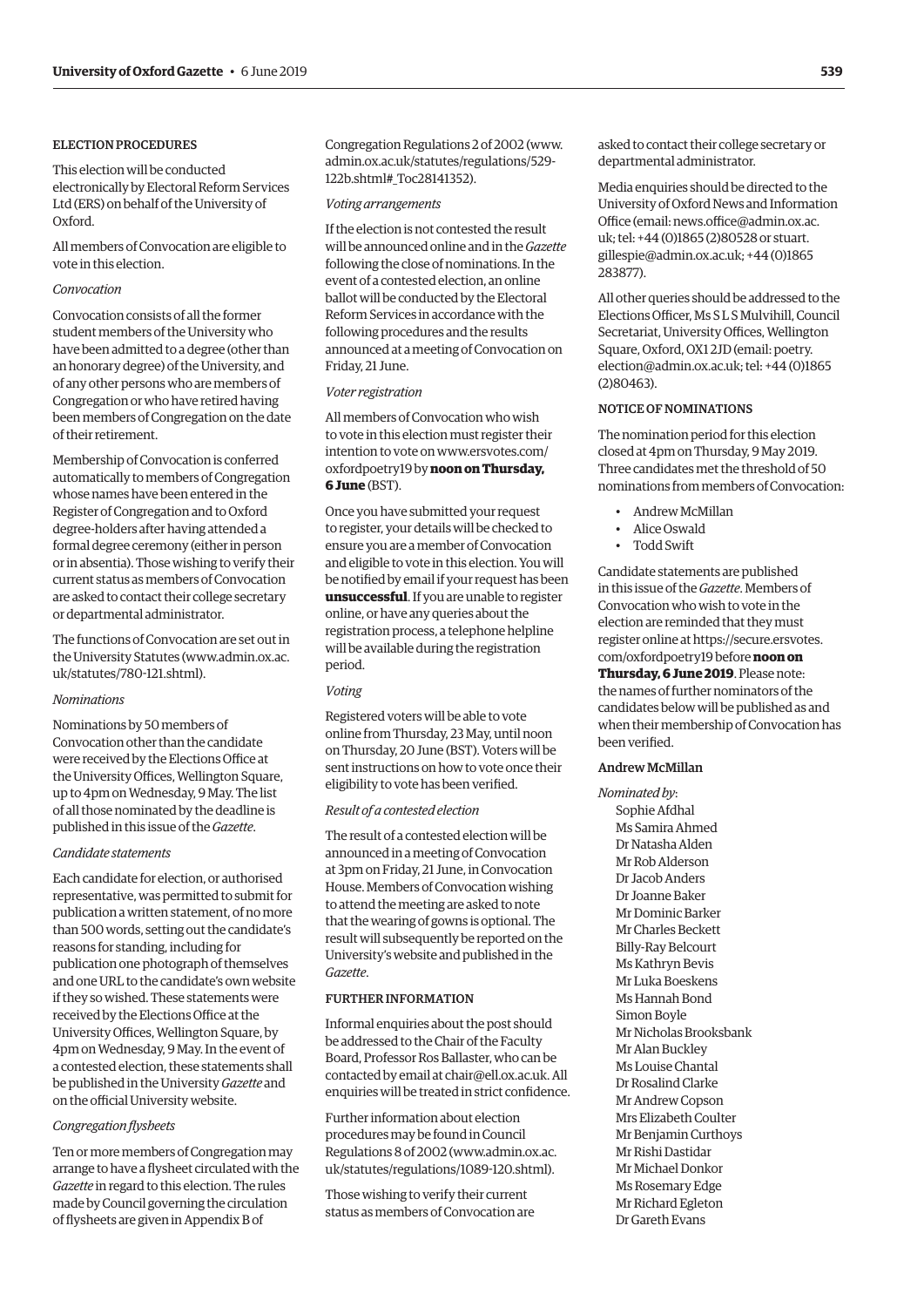### ELECTION PROCEDURES

This election will be conducted electronically by Electoral Reform Services Ltd (ERS) on behalf of the University of Oxford.

All members of Convocation are eligible to vote in this election.

*Convocation*

Convocation consists of all the former student members of the University who have been admitted to a degree (other than an honorary degree) of the University, and of any other persons who are members of Congregation or who have retired having been members of Congregation on the date of their retirement.

Membership of Convocation is conferred automatically to members of Congregation whose names have been entered in the Register of Congregation and to Oxford degree-holders after having attended a formal degree ceremony (either in person or in absentia). Those wishing to verify their current status as members of Convocation are asked to contact their college secretary or departmental administrator.

The functions of Convocation are set out in the University Statutes (www.admin.ox.ac.uk/statutes/780-121.shtml).

*Nominations*

Nominations by 50 members of Convocation other than the candidate were received by the Elections Office at the University Offices, Wellington Square, up to 4pm on Wednesday, 9 May. The list of all those nominated by the deadline is published in this issue of the *Gazette*.

*Candidate statements*

Each candidate for election, or authorised representative, was permitted to submit for publication a written statement, of no more than 500 words, setting out the candidate's reasons for standing, including for publication one photograph of themselves and one URL to the candidate's own website if they so wished. These statements were received by the Elections Office at the University Offices, Wellington Square, by 4pm on Wednesday, 9 May. In the event of a contested election, these statements shall be published in the University *Gazette* and on the official University website.

*Congregation flysheets*

Ten or more members of Congregation may arrange to have a flysheet circulated with the *Gazette* in regard to this election. The rules made by Council governing the circulation of flysheets are given in Appendix B of Congregation Regulations 2 of 2002 (www.admin.ox.ac.uk/statutes/regulations/529-122b.shtml#_Toc28141352).

*Voting arrangements*

If the election is not contested the result will be announced online and in the *Gazette* following the close of nominations. In the event of a contested election, an online ballot will be conducted by the Electoral Reform Services in accordance with the following procedures and the results announced at a meeting of Convocation on Friday, 21 June.

*Voter registration*

All members of Convocation who wish to vote in this election must register their intention to vote on www.ersvotes.com/oxfordpoetry19 by **noon on Thursday, 6 June** (BST).

Once you have submitted your request to register, your details will be checked to ensure you are a member of Convocation and eligible to vote in this election. You will be notified by email if your request has been **unsuccessful**. If you are unable to register online, or have any queries about the registration process, a telephone helpline will be available during the registration period.

*Voting*

Registered voters will be able to vote online from Thursday, 23 May, until noon on Thursday, 20 June (BST). Voters will be sent instructions on how to vote once their eligibility to vote has been verified.

*Result of a contested election*

The result of a contested election will be announced in a meeting of Convocation at 3pm on Friday, 21 June, in Convocation House. Members of Convocation wishing to attend the meeting are asked to note that the wearing of gowns is optional. The result will subsequently be reported on the University's website and published in the *Gazette*.

### FURTHER INFORMATION

Informal enquiries about the post should be addressed to the Chair of the Faculty Board, Professor Ros Ballaster, who can be contacted by email at chair@ell.ox.ac.uk. All enquiries will be treated in strict confidence.

Further information about election procedures may be found in Council Regulations 8 of 2002 (www.admin.ox.ac.uk/statutes/regulations/1089-120.shtml).

Those wishing to verify their current status as members of Convocation are asked to contact their college secretary or departmental administrator.

Media enquiries should be directed to the University of Oxford News and Information Office (email: news.office@admin.ox.ac.uk; tel: +44 (0)1865 (2)80528 or stuart.gillespie@admin.ox.ac.uk; +44 (0)1865 283877).

All other queries should be addressed to the Elections Officer, Ms S L S Mulvihill, Council Secretariat, University Offices, Wellington Square, Oxford, OX1 2JD (email: poetry.election@admin.ox.ac.uk; tel: +44 (0)1865 (2)80463).

### NOTICE OF NOMINATIONS

The nomination period for this election closed at 4pm on Thursday, 9 May 2019. Three candidates met the threshold of 50 nominations from members of Convocation:

- Andrew McMillan
- Alice Oswald
- Todd Swift

Candidate statements are published in this issue of the *Gazette*. Members of Convocation who wish to vote in the election are reminded that they must register online at https://secure.ersvotes.com/oxfordpoetry19 before **noon on Thursday, 6 June 2019**. Please note: the names of further nominators of the candidates below will be published as and when their membership of Convocation has been verified.

#### Andrew McMillan

*Nominated by*:

Sophie Afdhal
Ms Samira Ahmed
Dr Natasha Alden
Mr Rob Alderson
Dr Jacob Anders
Dr Joanne Baker
Mr Dominic Barker
Mr Charles Beckett
Billy-Ray Belcourt
Ms Kathryn Bevis
Mr Luka Boeskens
Ms Hannah Bond
Simon Boyle
Mr Nicholas Brooksbank
Mr Alan Buckley
Ms Louise Chantal
Dr Rosalind Clarke
Mr Andrew Copson
Mrs Elizabeth Coulter
Mr Benjamin Curthoys
Mr Rishi Dastidar
Mr Michael Donkor
Ms Rosemary Edge
Mr Richard Egleton
Dr Gareth Evans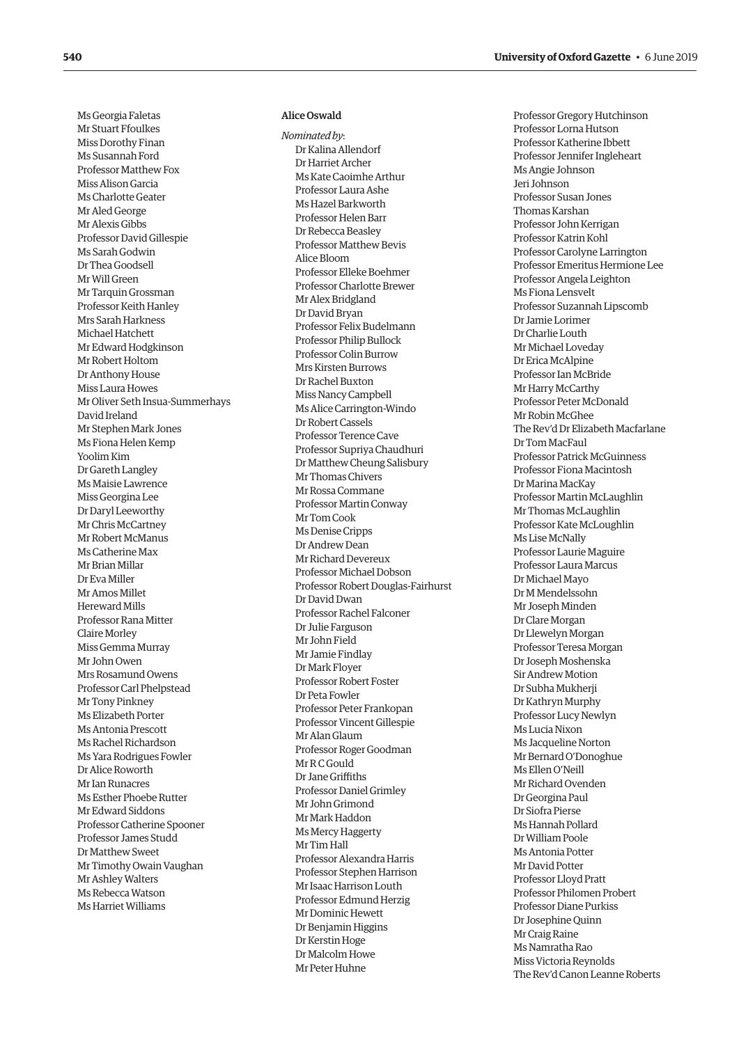Ms Georgia Faletas
Mr Stuart Ffoulkes
Miss Dorothy Finan
Ms Susannah Ford
Professor Matthew Fox
Miss Alison Garcia
Ms Charlotte Geater
Mr Aled George
Mr Alexis Gibbs
Professor David Gillespie
Ms Sarah Godwin
Dr Thea Goodsell
Mr Will Green
Mr Tarquin Grossman
Professor Keith Hanley
Mrs Sarah Harkness
Michael Hatchett
Mr Edward Hodgkinson
Mr Robert Holtom
Dr Anthony House
Miss Laura Howes
Mr Oliver Seth Insua-Summerhays
David Ireland
Mr Stephen Mark Jones
Ms Fiona Helen Kemp
Yoolim Kim
Dr Gareth Langley
Ms Maisie Lawrence
Miss Georgina Lee
Dr Daryl Leeworthy
Mr Chris McCartney
Mr Robert McManus
Ms Catherine Max
Mr Brian Millar
Dr Eva Miller
Mr Amos Millet
Hereward Mills
Professor Rana Mitter
Claire Morley
Miss Gemma Murray
Mr John Owen
Mrs Rosamund Owens
Professor Carl Phelpstead
Mr Tony Pinkney
Ms Elizabeth Porter
Ms Antonia Prescott
Ms Rachel Richardson
Ms Yara Rodrigues Fowler
Dr Alice Roworth
Mr Ian Runacres
Ms Esther Phoebe Rutter
Mr Edward Siddons
Professor Catherine Spooner
Professor James Studd
Dr Matthew Sweet
Mr Timothy Owain Vaughan
Mr Ashley Walters
Ms Rebecca Watson
Ms Harriet Williams

### Alice Oswald

*Nominated by*:

Dr Kalina Allendorf
Dr Harriet Archer
Ms Kate Caoimhe Arthur
Professor Laura Ashe
Ms Hazel Barkworth
Professor Helen Barr
Dr Rebecca Beasley
Professor Matthew Bevis
Alice Bloom
Professor Elleke Boehmer
Professor Charlotte Brewer
Mr Alex Bridgland
Dr David Bryan
Professor Felix Budelmann
Professor Philip Bullock
Professor Colin Burrow
Mrs Kirsten Burrows
Dr Rachel Buxton
Miss Nancy Campbell
Ms Alice Carrington-Windo
Dr Robert Cassels
Professor Terence Cave
Professor Supriya Chaudhuri
Dr Matthew Cheung Salisbury
Mr Thomas Chivers
Mr Rossa Commane
Professor Martin Conway
Mr Tom Cook
Ms Denise Cripps
Dr Andrew Dean
Mr Richard Devereux
Professor Michael Dobson
Professor Robert Douglas-Fairhurst
Dr David Dwan
Professor Rachel Falconer
Dr Julie Farguson
Mr John Field
Mr Jamie Findlay
Dr Mark Floyer
Professor Robert Foster
Dr Peta Fowler
Professor Peter Frankopan
Professor Vincent Gillespie
Mr Alan Glaum
Professor Roger Goodman
Mr R C Gould
Dr Jane Griffiths
Professor Daniel Grimley
Mr John Grimond
Mr Mark Haddon
Ms Mercy Haggerty
Mr Tim Hall
Professor Alexandra Harris
Professor Stephen Harrison
Mr Isaac Harrison Louth
Professor Edmund Herzig
Mr Dominic Hewett
Dr Benjamin Higgins
Dr Kerstin Hoge
Dr Malcolm Howe
Mr Peter Huhne
Professor Gregory Hutchinson
Professor Lorna Hutson
Professor Katherine Ibbett
Professor Jennifer Ingleheart
Ms Angie Johnson
Jeri Johnson
Professor Susan Jones
Thomas Karshan
Professor John Kerrigan
Professor Katrin Kohl
Professor Carolyne Larrington
Professor Emeritus Hermione Lee
Professor Angela Leighton
Ms Fiona Lensvelt
Professor Suzannah Lipscomb
Dr Jamie Lorimer
Dr Charlie Louth
Mr Michael Loveday
Dr Erica McAlpine
Professor Ian McBride
Mr Harry McCarthy
Professor Peter McDonald
Mr Robin McGhee
The Rev'd Dr Elizabeth Macfarlane
Dr Tom MacFaul
Professor Patrick McGuinness
Professor Fiona Macintosh
Dr Marina MacKay
Professor Martin McLaughlin
Mr Thomas McLaughlin
Professor Kate McLoughlin
Ms Lise McNally
Professor Laurie Maguire
Professor Laura Marcus
Dr Michael Mayo
Dr M Mendelssohn
Mr Joseph Minden
Dr Clare Morgan
Dr Llewelyn Morgan
Professor Teresa Morgan
Dr Joseph Moshenska
Sir Andrew Motion
Dr Subha Mukherji
Dr Kathryn Murphy
Professor Lucy Newlyn
Ms Lucia Nixon
Ms Jacqueline Norton
Mr Bernard O'Donoghue
Ms Ellen O'Neill
Mr Richard Ovenden
Dr Georgina Paul
Dr Siofra Pierse
Ms Hannah Pollard
Dr William Poole
Ms Antonia Potter
Mr David Potter
Professor Lloyd Pratt
Professor Philomen Probert
Professor Diane Purkiss
Dr Josephine Quinn
Mr Craig Raine
Ms Namratha Rao
Miss Victoria Reynolds
The Rev'd Canon Leanne Roberts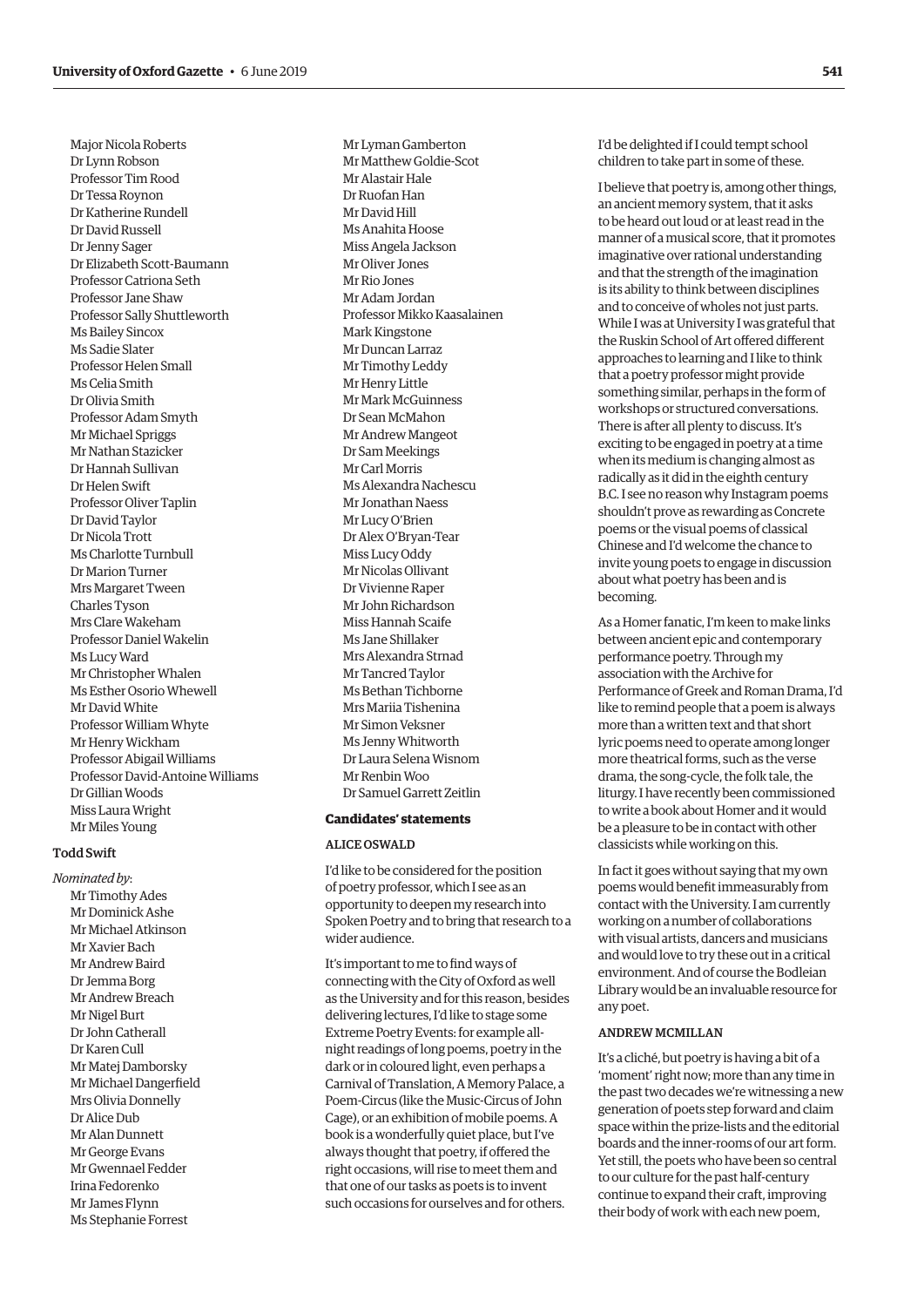Major Nicola Roberts
Dr Lynn Robson
Professor Tim Rood
Dr Tessa Roynon
Dr Katherine Rundell
Dr David Russell
Dr Jenny Sager
Dr Elizabeth Scott-Baumann
Professor Catriona Seth
Professor Jane Shaw
Professor Sally Shuttleworth
Ms Bailey Sincox
Ms Sadie Slater
Professor Helen Small
Ms Celia Smith
Dr Olivia Smith
Professor Adam Smyth
Mr Michael Spriggs
Mr Nathan Stazicker
Dr Hannah Sullivan
Dr Helen Swift
Professor Oliver Taplin
Dr David Taylor
Dr Nicola Trott
Ms Charlotte Turnbull
Dr Marion Turner
Mrs Margaret Tween
Charles Tyson
Mrs Clare Wakeham
Professor Daniel Wakelin
Ms Lucy Ward
Mr Christopher Whalen
Ms Esther Osorio Whewell
Mr David White
Professor William Whyte
Mr Henry Wickham
Professor Abigail Williams
Professor David-Antoine Williams
Dr Gillian Woods
Miss Laura Wright
Mr Miles Young

### Todd Swift

*Nominated by*:

Mr Timothy Ades
Mr Dominick Ashe
Mr Michael Atkinson
Mr Xavier Bach
Mr Andrew Baird
Dr Jemma Borg
Mr Andrew Breach
Mr Nigel Burt
Dr John Catherall
Dr Karen Cull
Mr Matej Damborsky
Mr Michael Dangerfield
Mrs Olivia Donnelly
Dr Alice Dub
Mr Alan Dunnett
Mr George Evans
Mr Gwennael Fedder
Irina Fedorenko
Mr James Flynn
Ms Stephanie Forrest
Mr Lyman Gamberton
Mr Matthew Goldie-Scot
Mr Alastair Hale
Dr Ruofan Han
Mr David Hill
Ms Anahita Hoose
Miss Angela Jackson
Mr Oliver Jones
Mr Rio Jones
Mr Adam Jordan
Professor Mikko Kaasalainen
Mark Kingstone
Mr Duncan Larraz
Mr Timothy Leddy
Mr Henry Little
Mr Mark McGuinness
Dr Sean McMahon
Mr Andrew Mangeot
Dr Sam Meekings
Mr Carl Morris
Ms Alexandra Nachescu
Mr Jonathan Naess
Mr Lucy O'Brien
Dr Alex O'Bryan-Tear
Miss Lucy Oddy
Mr Nicolas Ollivant
Dr Vivienne Raper
Mr John Richardson
Miss Hannah Scaife
Ms Jane Shillaker
Mrs Alexandra Strnad
Mr Tancred Taylor
Ms Bethan Tichborne
Mrs Mariia Tishenina
Mr Simon Veksner
Ms Jenny Whitworth
Dr Laura Selena Wisnom
Mr Renbin Woo
Dr Samuel Garrett Zeitlin

## Candidates' statements

### ALICE OSWALD

I'd like to be considered for the position of poetry professor, which I see as an opportunity to deepen my research into Spoken Poetry and to bring that research to a wider audience.

It's important to me to find ways of connecting with the City of Oxford as well as the University and for this reason, besides delivering lectures, I'd like to stage some Extreme Poetry Events: for example all-night readings of long poems, poetry in the dark or in coloured light, even perhaps a Carnival of Translation, A Memory Palace, a Poem-Circus (like the Music-Circus of John Cage), or an exhibition of mobile poems. A book is a wonderfully quiet place, but I've always thought that poetry, if offered the right occasions, will rise to meet them and that one of our tasks as poets is to invent such occasions for ourselves and for others. I'd be delighted if I could tempt school children to take part in some of these.

I believe that poetry is, among other things, an ancient memory system, that it asks to be heard out loud or at least read in the manner of a musical score, that it promotes imaginative over rational understanding and that the strength of the imagination is its ability to think between disciplines and to conceive of wholes not just parts. While I was at University I was grateful that the Ruskin School of Art offered different approaches to learning and I like to think that a poetry professor might provide something similar, perhaps in the form of workshops or structured conversations. There is after all plenty to discuss. It's exciting to be engaged in poetry at a time when its medium is changing almost as radically as it did in the eighth century B.C. I see no reason why Instagram poems shouldn't prove as rewarding as Concrete poems or the visual poems of classical Chinese and I'd welcome the chance to invite young poets to engage in discussion about what poetry has been and is becoming.

As a Homer fanatic, I'm keen to make links between ancient epic and contemporary performance poetry. Through my association with the Archive for Performance of Greek and Roman Drama, I'd like to remind people that a poem is always more than a written text and that short lyric poems need to operate among longer more theatrical forms, such as the verse drama, the song-cycle, the folk tale, the liturgy. I have recently been commissioned to write a book about Homer and it would be a pleasure to be in contact with other classicists while working on this.

In fact it goes without saying that my own poems would benefit immeasurably from contact with the University. I am currently working on a number of collaborations with visual artists, dancers and musicians and would love to try these out in a critical environment. And of course the Bodleian Library would be an invaluable resource for any poet.

### ANDREW MCMILLAN

It's a cliché, but poetry is having a bit of a 'moment' right now; more than any time in the past two decades we're witnessing a new generation of poets step forward and claim space within the prize-lists and the editorial boards and the inner-rooms of our art form. Yet still, the poets who have been so central to our culture for the past half-century continue to expand their craft, improving their body of work with each new poem,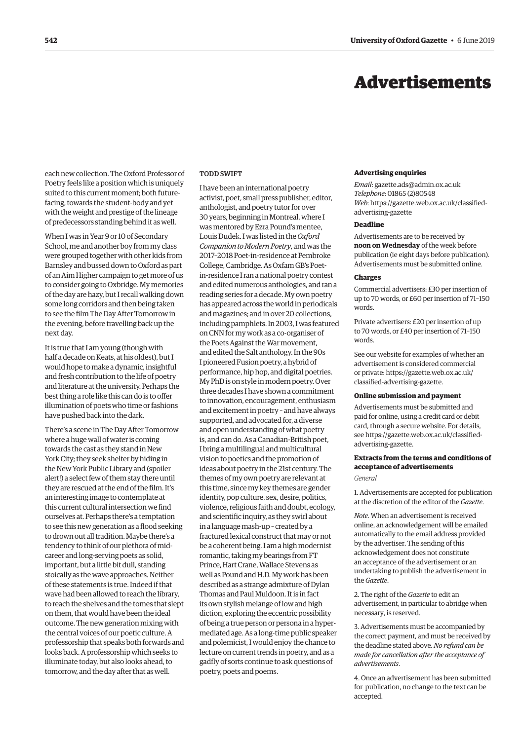# Advertisements

each new collection. The Oxford Professor of Poetry feels like a position which is uniquely suited to this current moment; both future-facing, towards the student-body and yet with the weight and prestige of the lineage of predecessors standing behind it as well.

When I was in Year 9 or 10 of Secondary School, me and another boy from my class were grouped together with other kids from Barnsley and bussed down to Oxford as part of an Aim Higher campaign to get more of us to consider going to Oxbridge. My memories of the day are hazy, but I recall walking down some long corridors and then being taken to see the film The Day After Tomorrow in the evening, before travelling back up the next day.

It is true that I am young (though with half a decade on Keats, at his oldest), but I would hope to make a dynamic, insightful and fresh contribution to the life of poetry and literature at the university. Perhaps the best thing a role like this can do is to offer illumination of poets who time or fashions have pushed back into the dark.

There's a scene in The Day After Tomorrow where a huge wall of water is coming towards the cast as they stand in New York City; they seek shelter by hiding in the New York Public Library and (spoiler alert!) a select few of them stay there until they are rescued at the end of the film. It's an interesting image to contemplate at this current cultural intersection we find ourselves at. Perhaps there's a temptation to see this new generation as a flood seeking to drown out all tradition. Maybe there's a tendency to think of our plethora of mid-career and long-serving poets as solid, important, but a little bit dull, standing stoically as the wave approaches. Neither of these statements is true. Indeed if that wave had been allowed to reach the library, to reach the shelves and the tomes that slept on them, that would have been the ideal outcome. The new generation mixing with the central voices of our poetic culture. A professorship that speaks both forwards and looks back. A professorship which seeks to illuminate today, but also looks ahead, to tomorrow, and the day after that as well.

#### TODD SWIFT

I have been an international poetry activist, poet, small press publisher, editor, anthologist, and poetry tutor for over 30 years, beginning in Montreal, where I was mentored by Ezra Pound's mentee, Louis Dudek. I was listed in the *Oxford Companion to Modern Poetry*, and was the 2017–2018 Poet-in-residence at Pembroke College, Cambridge. As Oxfam GB's Poet-in-residence I ran a national poetry contest and edited numerous anthologies, and ran a reading series for a decade. My own poetry has appeared across the world in periodicals and magazines; and in over 20 collections, including pamphlets. In 2003, I was featured on CNN for my work as a co-organiser of the Poets Against the War movement, and edited the Salt anthology. In the 90s I pioneered Fusion poetry, a hybrid of performance, hip hop, and digital poetries. My PhD is on style in modern poetry. Over three decades I have shown a commitment to innovation, encouragement, enthusiasm and excitement in poetry – and have always supported, and advocated for, a diverse and open understanding of what poetry is, and can do. As a Canadian-British poet, I bring a multilingual and multicultural vision to poetics and the promotion of ideas about poetry in the 21st century. The themes of my own poetry are relevant at this time, since my key themes are gender identity, pop culture, sex, desire, politics, violence, religious faith and doubt, ecology, and scientific inquiry, as they swirl about in a language mash-up – created by a fractured lexical construct that may or not be a coherent being. I am a high modernist romantic, taking my bearings from FT Prince, Hart Crane, Wallace Stevens as well as Pound and H.D. My work has been described as a strange admixture of Dylan Thomas and Paul Muldoon. It is in fact its own stylish melange of low and high diction, exploring the eccentric possibility of being a true person or persona in a hyper-mediated age. As a long-time public speaker and polemicist, I would enjoy the chance to lecture on current trends in poetry, and as a gadfly of sorts continue to ask questions of poetry, poets and poems.

#### Advertising enquiries

*Email*: gazette.ads@admin.ox.ac.uk
*Telephone*: 01865 (2)80548
*Web*: https://gazette.web.ox.ac.uk/classified-advertising-gazette

#### Deadline

Advertisements are to be received by **noon on Wednesday** of the week before publication (ie eight days before publication). Advertisements must be submitted online.

#### Charges

Commercial advertisers: £30 per insertion of up to 70 words, or £60 per insertion of 71–150 words.

Private advertisers: £20 per insertion of up to 70 words, or £40 per insertion of 71–150 words.

See our website for examples of whether an advertisement is considered commercial or private: https://gazette.web.ox.ac.uk/classified-advertising-gazette.

#### Online submission and payment

Advertisements must be submitted and paid for online, using a credit card or debit card, through a secure website. For details, see https://gazette.web.ox.ac.uk/classified-advertising-gazette.

#### Extracts from the terms and conditions of acceptance of advertisements

*General*

1. Advertisements are accepted for publication at the discretion of the editor of the *Gazette*.

*Note*. When an advertisement is received online, an acknowledgement will be emailed automatically to the email address provided by the advertiser. The sending of this acknowledgement does not constitute an acceptance of the advertisement or an undertaking to publish the advertisement in the *Gazette*.

2. The right of the *Gazette* to edit an advertisement, in particular to abridge when necessary, is reserved.

3. Advertisements must be accompanied by the correct payment, and must be received by the deadline stated above. *No refund can be made for cancellation after the acceptance of advertisements*.

4. Once an advertisement has been submitted for publication, no change to the text can be accepted.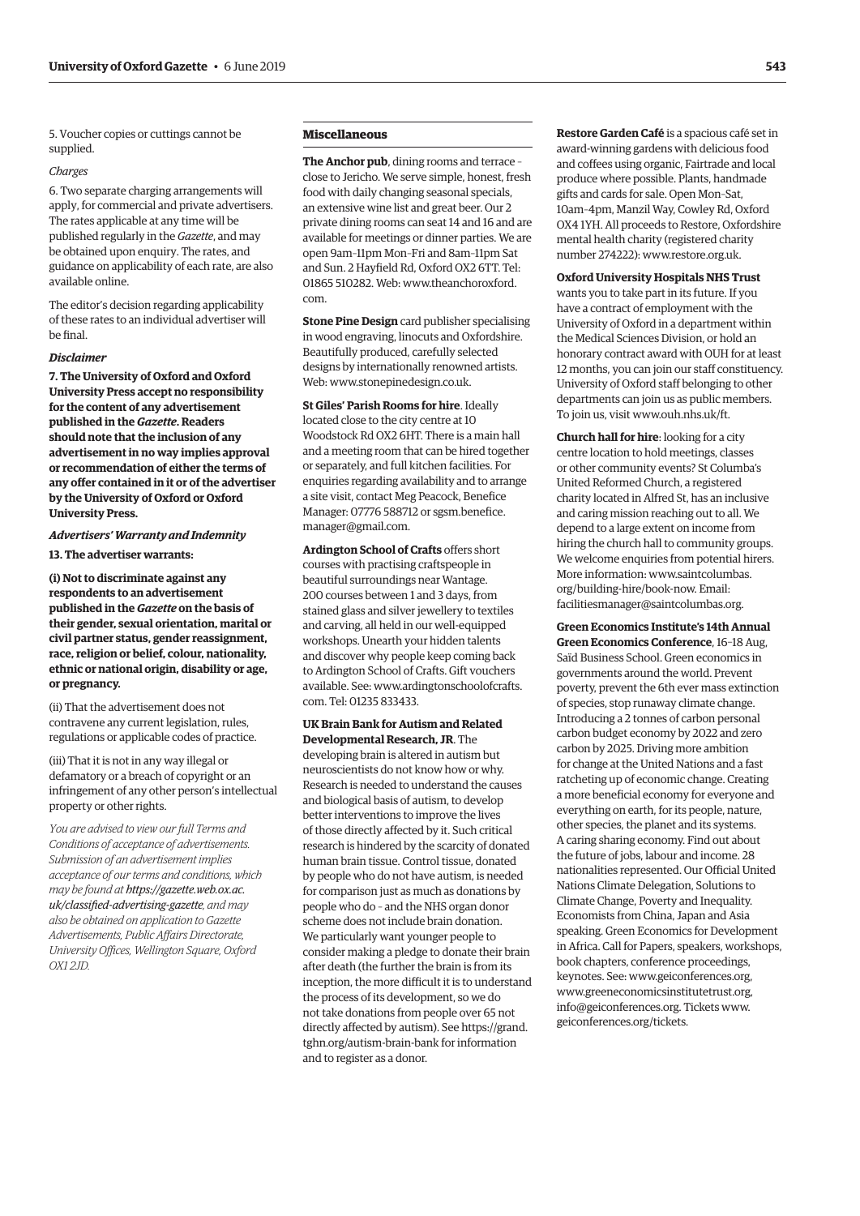5. Voucher copies or cuttings cannot be supplied.

*Charges*

6. Two separate charging arrangements will apply, for commercial and private advertisers. The rates applicable at any time will be published regularly in the *Gazette*, and may be obtained upon enquiry. The rates, and guidance on applicability of each rate, are also available online.

The editor's decision regarding applicability of these rates to an individual advertiser will be final.

***Disclaimer***

**7. The University of Oxford and Oxford University Press accept no responsibility for the content of any advertisement published in the *Gazette*. Readers should note that the inclusion of any advertisement in no way implies approval or recommendation of either the terms of any offer contained in it or of the advertiser by the University of Oxford or Oxford University Press.**

***Advertisers' Warranty and Indemnity***

**13. The advertiser warrants:**

**(i) Not to discriminate against any respondents to an advertisement published in the *Gazette* on the basis of their gender, sexual orientation, marital or civil partner status, gender reassignment, race, religion or belief, colour, nationality, ethnic or national origin, disability or age, or pregnancy.**

(ii) That the advertisement does not contravene any current legislation, rules, regulations or applicable codes of practice.

(iii) That it is not in any way illegal or defamatory or a breach of copyright or an infringement of any other person's intellectual property or other rights.

*You are advised to view our full Terms and Conditions of acceptance of advertisements. Submission of an advertisement implies acceptance of our terms and conditions, which may be found at **https://gazette.web.ox.ac.uk/classified-advertising-gazette**, and may also be obtained on application to Gazette Advertisements, Public Affairs Directorate, University Offices, Wellington Square, Oxford OX1 2JD.*

## Miscellaneous

**The Anchor pub**, dining rooms and terrace – close to Jericho. We serve simple, honest, fresh food with daily changing seasonal specials, an extensive wine list and great beer. Our 2 private dining rooms can seat 14 and 16 and are available for meetings or dinner parties. We are open 9am–11pm Mon–Fri and 8am–11pm Sat and Sun. 2 Hayfield Rd, Oxford OX2 6TT. Tel: 01865 510282. Web: www.theanchoroxford.com.

**Stone Pine Design** card publisher specialising in wood engraving, linocuts and Oxfordshire. Beautifully produced, carefully selected designs by internationally renowned artists. Web: www.stonepinedesign.co.uk.

**St Giles' Parish Rooms for hire**. Ideally located close to the city centre at 10 Woodstock Rd OX2 6HT. There is a main hall and a meeting room that can be hired together or separately, and full kitchen facilities. For enquiries regarding availability and to arrange a site visit, contact Meg Peacock, Benefice Manager: 07776 588712 or sgsm.benefice.manager@gmail.com.

**Ardington School of Crafts** offers short courses with practising craftspeople in beautiful surroundings near Wantage. 200 courses between 1 and 3 days, from stained glass and silver jewellery to textiles and carving, all held in our well-equipped workshops. Unearth your hidden talents and discover why people keep coming back to Ardington School of Crafts. Gift vouchers available. See: www.ardingtonschoolofcrafts.com. Tel: 01235 833433.

**UK Brain Bank for Autism and Related Developmental Research, JR**. The developing brain is altered in autism but neuroscientists do not know how or why. Research is needed to understand the causes and biological basis of autism, to develop better interventions to improve the lives of those directly affected by it. Such critical research is hindered by the scarcity of donated human brain tissue. Control tissue, donated by people who do not have autism, is needed for comparison just as much as donations by people who do – and the NHS organ donor scheme does not include brain donation. We particularly want younger people to consider making a pledge to donate their brain after death (the further the brain is from its inception, the more difficult it is to understand the process of its development, so we do not take donations from people over 65 not directly affected by autism). See https://grand.tghn.org/autism-brain-bank for information and to register as a donor.

**Restore Garden Café** is a spacious café set in award-winning gardens with delicious food and coffees using organic, Fairtrade and local produce where possible. Plants, handmade gifts and cards for sale. Open Mon–Sat, 10am–4pm, Manzil Way, Cowley Rd, Oxford OX4 1YH. All proceeds to Restore, Oxfordshire mental health charity (registered charity number 274222): www.restore.org.uk.

**Oxford University Hospitals NHS Trust** wants you to take part in its future. If you have a contract of employment with the University of Oxford in a department within the Medical Sciences Division, or hold an honorary contract award with OUH for at least 12 months, you can join our staff constituency. University of Oxford staff belonging to other departments can join us as public members. To join us, visit www.ouh.nhs.uk/ft.

**Church hall for hire**: looking for a city centre location to hold meetings, classes or other community events? St Columba's United Reformed Church, a registered charity located in Alfred St, has an inclusive and caring mission reaching out to all. We depend to a large extent on income from hiring the church hall to community groups. We welcome enquiries from potential hirers. More information: www.saintcolumbas.org/building-hire/book-now. Email: facilitiesmanager@saintcolumbas.org.

**Green Economics Institute's 14th Annual Green Economics Conference**, 16–18 Aug, Saïd Business School. Green economics in governments around the world. Prevent poverty, prevent the 6th ever mass extinction of species, stop runaway climate change. Introducing a 2 tonnes of carbon personal carbon budget economy by 2022 and zero carbon by 2025. Driving more ambition for change at the United Nations and a fast ratcheting up of economic change. Creating a more beneficial economy for everyone and everything on earth, for its people, nature, other species, the planet and its systems. A caring sharing economy. Find out about the future of jobs, labour and income. 28 nationalities represented. Our Official United Nations Climate Delegation, Solutions to Climate Change, Poverty and Inequality. Economists from China, Japan and Asia speaking. Green Economics for Development in Africa. Call for Papers, speakers, workshops, book chapters, conference proceedings, keynotes. See: www.geiconferences.org, www.greeneconomicsinstitutetrust.org, info@geiconferences.org. Tickets www.geiconferences.org/tickets.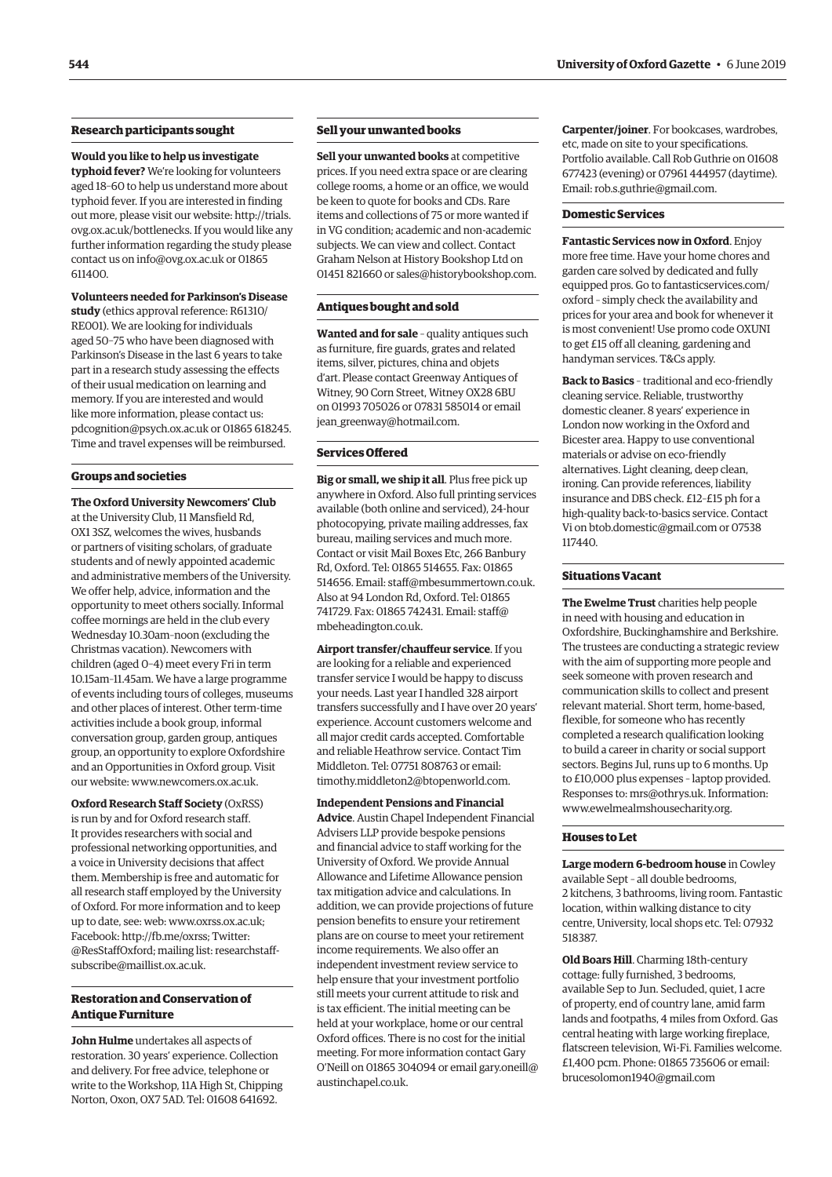### Research participants sought

**Would you like to help us investigate typhoid fever?** We're looking for volunteers aged 18–60 to help us understand more about typhoid fever. If you are interested in finding out more, please visit our website: http://trials.ovg.ox.ac.uk/bottlenecks. If you would like any further information regarding the study please contact us on info@ovg.ox.ac.uk or 01865 611400.

**Volunteers needed for Parkinson's Disease study** (ethics approval reference: R61310/RE001). We are looking for individuals aged 50–75 who have been diagnosed with Parkinson's Disease in the last 6 years to take part in a research study assessing the effects of their usual medication on learning and memory. If you are interested and would like more information, please contact us: pdcognition@psych.ox.ac.uk or 01865 618245. Time and travel expenses will be reimbursed.

### Groups and societies

**The Oxford University Newcomers' Club** at the University Club, 11 Mansfield Rd, OX1 3SZ, welcomes the wives, husbands or partners of visiting scholars, of graduate students and of newly appointed academic and administrative members of the University. We offer help, advice, information and the opportunity to meet others socially. Informal coffee mornings are held in the club every Wednesday 10.30am–noon (excluding the Christmas vacation). Newcomers with children (aged 0–4) meet every Fri in term 10.15am–11.45am. We have a large programme of events including tours of colleges, museums and other places of interest. Other term-time activities include a book group, informal conversation group, garden group, antiques group, an opportunity to explore Oxfordshire and an Opportunities in Oxford group. Visit our website: www.newcomers.ox.ac.uk.

**Oxford Research Staff Society** (OxRSS) is run by and for Oxford research staff. It provides researchers with social and professional networking opportunities, and a voice in University decisions that affect them. Membership is free and automatic for all research staff employed by the University of Oxford. For more information and to keep up to date, see: web: www.oxrss.ox.ac.uk; Facebook: http://fb.me/oxrss; Twitter: @ResStaffOxford; mailing list: researchstaff-subscribe@maillist.ox.ac.uk.

### Restoration and Conservation of Antique Furniture

**John Hulme** undertakes all aspects of restoration. 30 years' experience. Collection and delivery. For free advice, telephone or write to the Workshop, 11A High St, Chipping Norton, Oxon, OX7 5AD. Tel: 01608 641692.

### Sell your unwanted books

**Sell your unwanted books** at competitive prices. If you need extra space or are clearing college rooms, a home or an office, we would be keen to quote for books and CDs. Rare items and collections of 75 or more wanted if in VG condition; academic and non-academic subjects. We can view and collect. Contact Graham Nelson at History Bookshop Ltd on 01451 821660 or sales@historybookshop.com.

### Antiques bought and sold

**Wanted and for sale** – quality antiques such as furniture, fire guards, grates and related items, silver, pictures, china and objets d'art. Please contact Greenway Antiques of Witney, 90 Corn Street, Witney OX28 6BU on 01993 705026 or 07831 585014 or email jean_greenway@hotmail.com.

### Services Offered

**Big or small, we ship it all**. Plus free pick up anywhere in Oxford. Also full printing services available (both online and serviced), 24-hour photocopying, private mailing addresses, fax bureau, mailing services and much more. Contact or visit Mail Boxes Etc, 266 Banbury Rd, Oxford. Tel: 01865 514655. Fax: 01865 514656. Email: staff@mbesummertown.co.uk. Also at 94 London Rd, Oxford. Tel: 01865 741729. Fax: 01865 742431. Email: staff@mbeheadington.co.uk.

**Airport transfer/chauffeur service**. If you are looking for a reliable and experienced transfer service I would be happy to discuss your needs. Last year I handled 328 airport transfers successfully and I have over 20 years' experience. Account customers welcome and all major credit cards accepted. Comfortable and reliable Heathrow service. Contact Tim Middleton. Tel: 07751 808763 or email: timothy.middleton2@btopenworld.com.

**Independent Pensions and Financial Advice**. Austin Chapel Independent Financial Advisers LLP provide bespoke pensions and financial advice to staff working for the University of Oxford. We provide Annual Allowance and Lifetime Allowance pension tax mitigation advice and calculations. In addition, we can provide projections of future pension benefits to ensure your retirement plans are on course to meet your retirement income requirements. We also offer an independent investment review service to help ensure that your investment portfolio still meets your current attitude to risk and is tax efficient. The initial meeting can be held at your workplace, home or our central Oxford offices. There is no cost for the initial meeting. For more information contact Gary O'Neill on 01865 304094 or email gary.oneill@austinchapel.co.uk.

**Carpenter/joiner**. For bookcases, wardrobes, etc, made on site to your specifications. Portfolio available. Call Rob Guthrie on 01608 677423 (evening) or 07961 444957 (daytime). Email: rob.s.guthrie@gmail.com.

### Domestic Services

**Fantastic Services now in Oxford**. Enjoy more free time. Have your home chores and garden care solved by dedicated and fully equipped pros. Go to fantasticservices.com/oxford – simply check the availability and prices for your area and book for whenever it is most convenient! Use promo code OXUNI to get £15 off all cleaning, gardening and handyman services. T&Cs apply.

**Back to Basics** – traditional and eco-friendly cleaning service. Reliable, trustworthy domestic cleaner. 8 years' experience in London now working in the Oxford and Bicester area. Happy to use conventional materials or advise on eco-friendly alternatives. Light cleaning, deep clean, ironing. Can provide references, liability insurance and DBS check. £12–£15 ph for a high-quality back-to-basics service. Contact Vi on btob.domestic@gmail.com or 07538 117440.

### Situations Vacant

**The Ewelme Trust** charities help people in need with housing and education in Oxfordshire, Buckinghamshire and Berkshire. The trustees are conducting a strategic review with the aim of supporting more people and seek someone with proven research and communication skills to collect and present relevant material. Short term, home-based, flexible, for someone who has recently completed a research qualification looking to build a career in charity or social support sectors. Begins Jul, runs up to 6 months. Up to £10,000 plus expenses – laptop provided. Responses to: mrs@othrys.uk. Information: www.ewelmealmshousecharity.org.

### Houses to Let

**Large modern 6-bedroom house** in Cowley available Sept – all double bedrooms, 2 kitchens, 3 bathrooms, living room. Fantastic location, within walking distance to city centre, University, local shops etc. Tel: 07932 518387.

**Old Boars Hill**. Charming 18th-century cottage: fully furnished, 3 bedrooms, available Sep to Jun. Secluded, quiet, 1 acre of property, end of country lane, amid farm lands and footpaths, 4 miles from Oxford. Gas central heating with large working fireplace, flatscreen television, Wi-Fi. Families welcome. £1,400 pcm. Phone: 01865 735606 or email: brucesolomon1940@gmail.com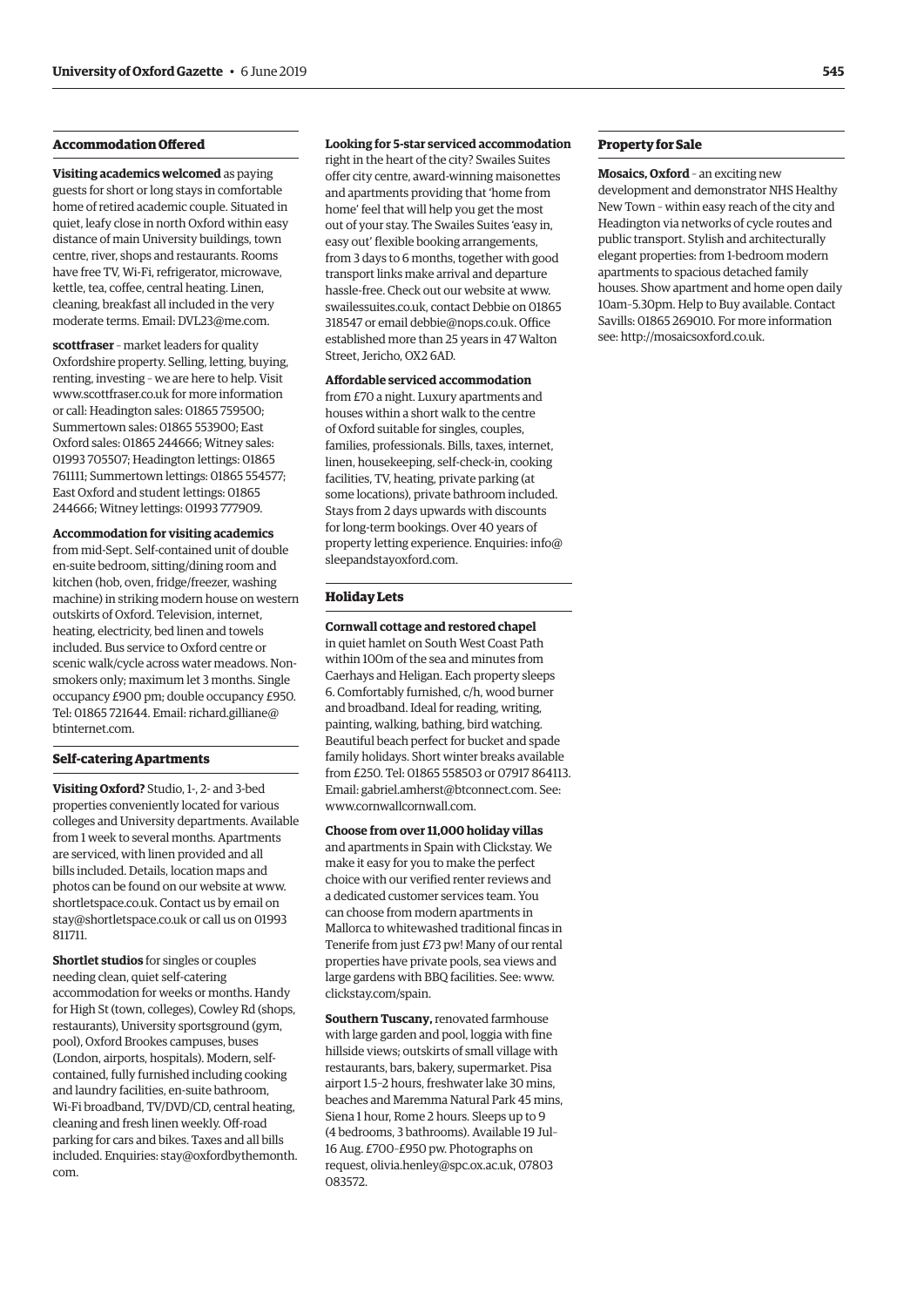## Accommodation Offered

**Visiting academics welcomed** as paying guests for short or long stays in comfortable home of retired academic couple. Situated in quiet, leafy close in north Oxford within easy distance of main University buildings, town centre, river, shops and restaurants. Rooms have free TV, Wi-Fi, refrigerator, microwave, kettle, tea, coffee, central heating. Linen, cleaning, breakfast all included in the very moderate terms. Email: DVL23@me.com.

**scottfraser** – market leaders for quality Oxfordshire property. Selling, letting, buying, renting, investing – we are here to help. Visit www.scottfraser.co.uk for more information or call: Headington sales: 01865 759500; Summertown sales: 01865 553900; East Oxford sales: 01865 244666; Witney sales: 01993 705507; Headington lettings: 01865 761111; Summertown lettings: 01865 554577; East Oxford and student lettings: 01865 244666; Witney lettings: 01993 777909.

**Accommodation for visiting academics** from mid-Sept. Self-contained unit of double en-suite bedroom, sitting/dining room and kitchen (hob, oven, fridge/freezer, washing machine) in striking modern house on western outskirts of Oxford. Television, internet, heating, electricity, bed linen and towels included. Bus service to Oxford centre or scenic walk/cycle across water meadows. Non-smokers only; maximum let 3 months. Single occupancy £900 pm; double occupancy £950. Tel: 01865 721644. Email: richard.gilliane@btinternet.com.

## Self-catering Apartments

**Visiting Oxford?** Studio, 1-, 2- and 3-bed properties conveniently located for various colleges and University departments. Available from 1 week to several months. Apartments are serviced, with linen provided and all bills included. Details, location maps and photos can be found on our website at www.shortletspace.co.uk. Contact us by email on stay@shortletspace.co.uk or call us on 01993 811711.

**Shortlet studios** for singles or couples needing clean, quiet self-catering accommodation for weeks or months. Handy for High St (town, colleges), Cowley Rd (shops, restaurants), University sportsground (gym, pool), Oxford Brookes campuses, buses (London, airports, hospitals). Modern, self-contained, fully furnished including cooking and laundry facilities, en-suite bathroom, Wi-Fi broadband, TV/DVD/CD, central heating, cleaning and fresh linen weekly. Off-road parking for cars and bikes. Taxes and all bills included. Enquiries: stay@oxfordbythemonth.com.

**Looking for 5-star serviced accommodation** right in the heart of the city? Swailes Suites offer city centre, award-winning maisonettes and apartments providing that 'home from home' feel that will help you get the most out of your stay. The Swailes Suites 'easy in, easy out' flexible booking arrangements, from 3 days to 6 months, together with good transport links make arrival and departure hassle-free. Check out our website at www.swailessuites.co.uk, contact Debbie on 01865 318547 or email debbie@nops.co.uk. Office established more than 25 years in 47 Walton Street, Jericho, OX2 6AD.

**Affordable serviced accommodation** from £70 a night. Luxury apartments and houses within a short walk to the centre of Oxford suitable for singles, couples, families, professionals. Bills, taxes, internet, linen, housekeeping, self-check-in, cooking facilities, TV, heating, private parking (at some locations), private bathroom included. Stays from 2 days upwards with discounts for long-term bookings. Over 40 years of property letting experience. Enquiries: info@sleepandstayoxford.com.

## Holiday Lets

**Cornwall cottage and restored chapel** in quiet hamlet on South West Coast Path within 100m of the sea and minutes from Caerhays and Heligan. Each property sleeps 6. Comfortably furnished, c/h, wood burner and broadband. Ideal for reading, writing, painting, walking, bathing, bird watching. Beautiful beach perfect for bucket and spade family holidays. Short winter breaks available from £250. Tel: 01865 558503 or 07917 864113. Email: gabriel.amherst@btconnect.com. See: www.cornwallcornwall.com.

**Choose from over 11,000 holiday villas** and apartments in Spain with Clickstay. We make it easy for you to make the perfect choice with our verified renter reviews and a dedicated customer services team. You can choose from modern apartments in Mallorca to whitewashed traditional fincas in Tenerife from just £73 pw! Many of our rental properties have private pools, sea views and large gardens with BBQ facilities. See: www.clickstay.com/spain.

**Southern Tuscany,** renovated farmhouse with large garden and pool, loggia with fine hillside views; outskirts of small village with restaurants, bars, bakery, supermarket. Pisa airport 1.5–2 hours, freshwater lake 30 mins, beaches and Maremma Natural Park 45 mins, Siena 1 hour, Rome 2 hours. Sleeps up to 9 (4 bedrooms, 3 bathrooms). Available 19 Jul–16 Aug. £700–£950 pw. Photographs on request, olivia.henley@spc.ox.ac.uk, 07803 083572.

## Property for Sale

**Mosaics, Oxford** – an exciting new development and demonstrator NHS Healthy New Town – within easy reach of the city and Headington via networks of cycle routes and public transport. Stylish and architecturally elegant properties: from 1-bedroom modern apartments to spacious detached family houses. Show apartment and home open daily 10am–5.30pm. Help to Buy available. Contact Savills: 01865 269010. For more information see: http://mosaicsoxford.co.uk.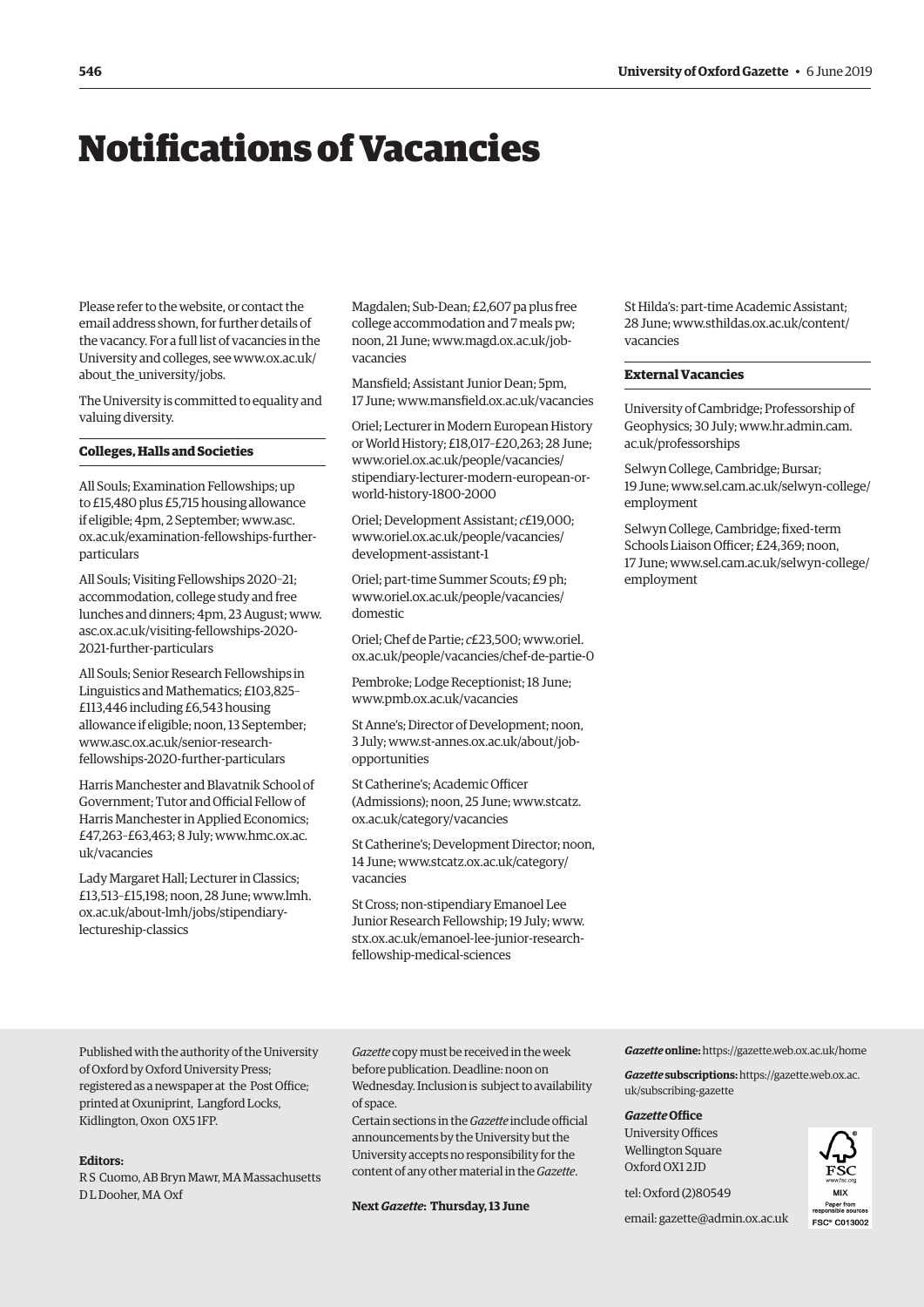# Notifications of Vacancies

Please refer to the website, or contact the email address shown, for further details of the vacancy. For a full list of vacancies in the University and colleges, see www.ox.ac.uk/about_the_university/jobs.

The University is committed to equality and valuing diversity.

### Colleges, Halls and Societies

All Souls; Examination Fellowships; up to £15,480 plus £5,715 housing allowance if eligible; 4pm, 2 September; www.asc.ox.ac.uk/examination-fellowships-further-particulars

All Souls; Visiting Fellowships 2020–21; accommodation, college study and free lunches and dinners; 4pm, 23 August; www.asc.ox.ac.uk/visiting-fellowships-2020-2021-further-particulars

All Souls; Senior Research Fellowships in Linguistics and Mathematics; £103,825–£113,446 including £6,543 housing allowance if eligible; noon, 13 September; www.asc.ox.ac.uk/senior-research-fellowships-2020-further-particulars

Harris Manchester and Blavatnik School of Government; Tutor and Official Fellow of Harris Manchester in Applied Economics; £47,263–£63,463; 8 July; www.hmc.ox.ac.uk/vacancies

Lady Margaret Hall; Lecturer in Classics; £13,513–£15,198; noon, 28 June; www.lmh.ox.ac.uk/about-lmh/jobs/stipendiary-lectureship-classics

Magdalen; Sub-Dean; £2,607 pa plus free college accommodation and 7 meals pw; noon, 21 June; www.magd.ox.ac.uk/job-vacancies

Mansfield; Assistant Junior Dean; 5pm, 17 June; www.mansfield.ox.ac.uk/vacancies

Oriel; Lecturer in Modern European History or World History; £18,017–£20,263; 28 June; www.oriel.ox.ac.uk/people/vacancies/stipendiary-lecturer-modern-european-or-world-history-1800-2000

Oriel; Development Assistant; *c*£19,000; www.oriel.ox.ac.uk/people/vacancies/development-assistant-1

Oriel; part-time Summer Scouts; £9 ph; www.oriel.ox.ac.uk/people/vacancies/domestic

Oriel; Chef de Partie; *c*£23,500; www.oriel.ox.ac.uk/people/vacancies/chef-de-partie-0

Pembroke; Lodge Receptionist; 18 June; www.pmb.ox.ac.uk/vacancies

St Anne's; Director of Development; noon, 3 July; www.st-annes.ox.ac.uk/about/job-opportunities

St Catherine's; Academic Officer (Admissions); noon, 25 June; www.stcatz.ox.ac.uk/category/vacancies

St Catherine's; Development Director; noon, 14 June; www.stcatz.ox.ac.uk/category/vacancies

St Cross; non-stipendiary Emanoel Lee Junior Research Fellowship; 19 July; www.stx.ox.ac.uk/emanoel-lee-junior-research-fellowship-medical-sciences

St Hilda's: part-time Academic Assistant; 28 June; www.sthildas.ox.ac.uk/content/vacancies

### External Vacancies

University of Cambridge; Professorship of Geophysics; 30 July; www.hr.admin.cam.ac.uk/professorships

Selwyn College, Cambridge; Bursar; 19 June; www.sel.cam.ac.uk/selwyn-college/employment

Selwyn College, Cambridge; fixed-term Schools Liaison Officer; £24,369; noon, 17 June; www.sel.cam.ac.uk/selwyn-college/employment

---

Published with the authority of the University of Oxford by Oxford University Press; registered as a newspaper at the Post Office; printed at Oxuniprint, Langford Locks, Kidlington, Oxon OX5 1FP.

**Editors:**
R S Cuomo, AB Bryn Mawr, MA Massachusetts
D L Dooher, MA Oxf

*Gazette* copy must be received in the week before publication. Deadline: noon on Wednesday. Inclusion is subject to availability of space.
Certain sections in the *Gazette* include official announcements by the University but the University accepts no responsibility for the content of any other material in the *Gazette*.

**Next *Gazette*: Thursday, 13 June**

***Gazette* online:** https://gazette.web.ox.ac.uk/home

***Gazette* subscriptions:** https://gazette.web.ox.ac.uk/subscribing-gazette

***Gazette* Office**
University Offices
Wellington Square
Oxford OX1 2JD

tel: Oxford (2)80549

email: gazette@admin.ox.ac.uk

FSC www.fsc.org MIX Paper from responsible sources FSC® C013002